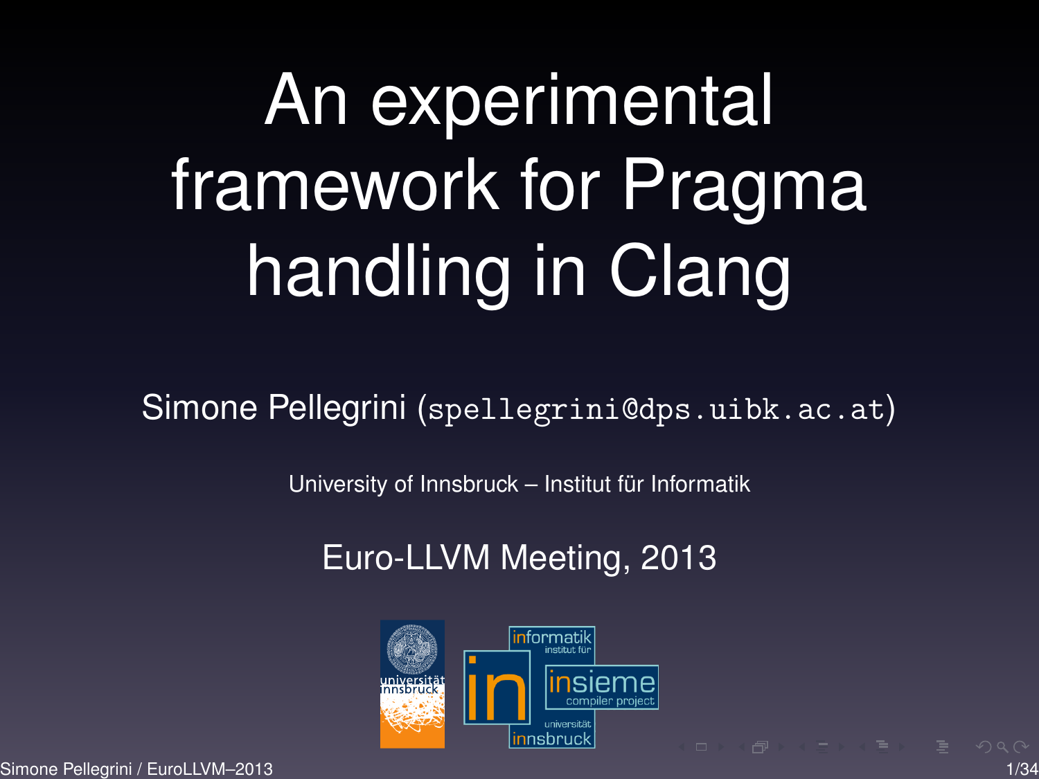# An experimental framework for Pragma handling in Clang

Simone Pellegrini (`spellegrini@dps.uibk.ac.at`)

University of Innsbruck – Institut für Informatik

Euro-LLVM Meeting, 2013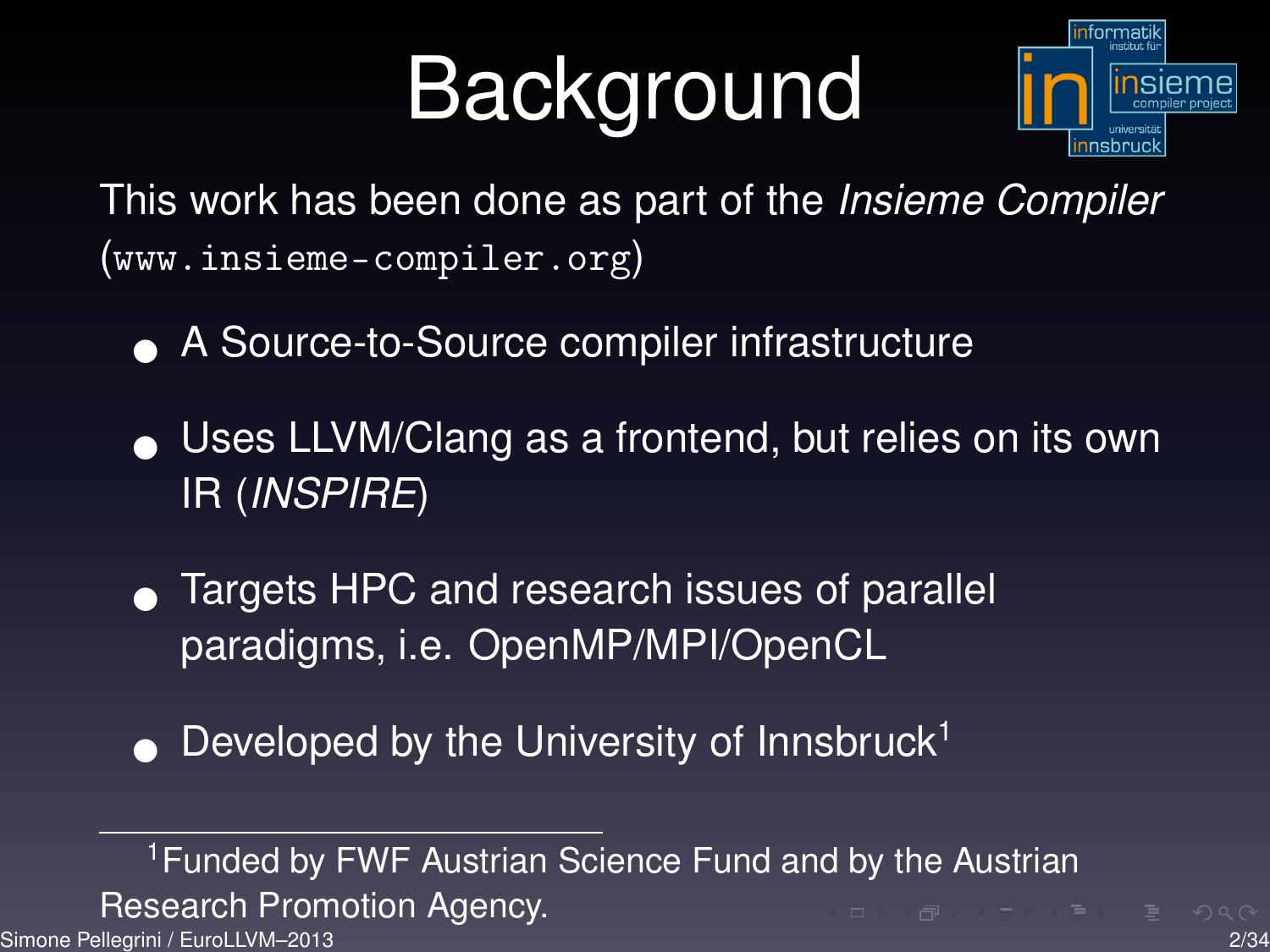# Background

This work has been done as part of the *Insieme Compiler* (`www.insieme-compiler.org`)

- A Source-to-Source compiler infrastructure
- Uses LLVM/Clang as a frontend, but relies on its own IR (*INSPIRE*)
- Targets HPC and research issues of parallel paradigms, i.e. OpenMP/MPI/OpenCL
- Developed by the University of Innsbruck[1]

[1] Funded by FWF Austrian Science Fund and by the Austrian Research Promotion Agency.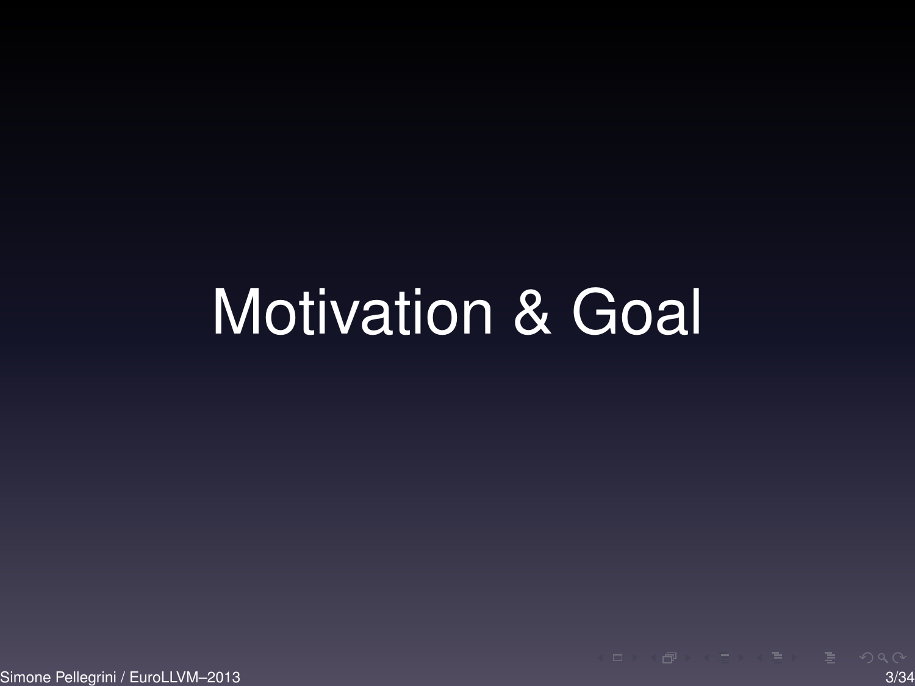# Motivation & Goal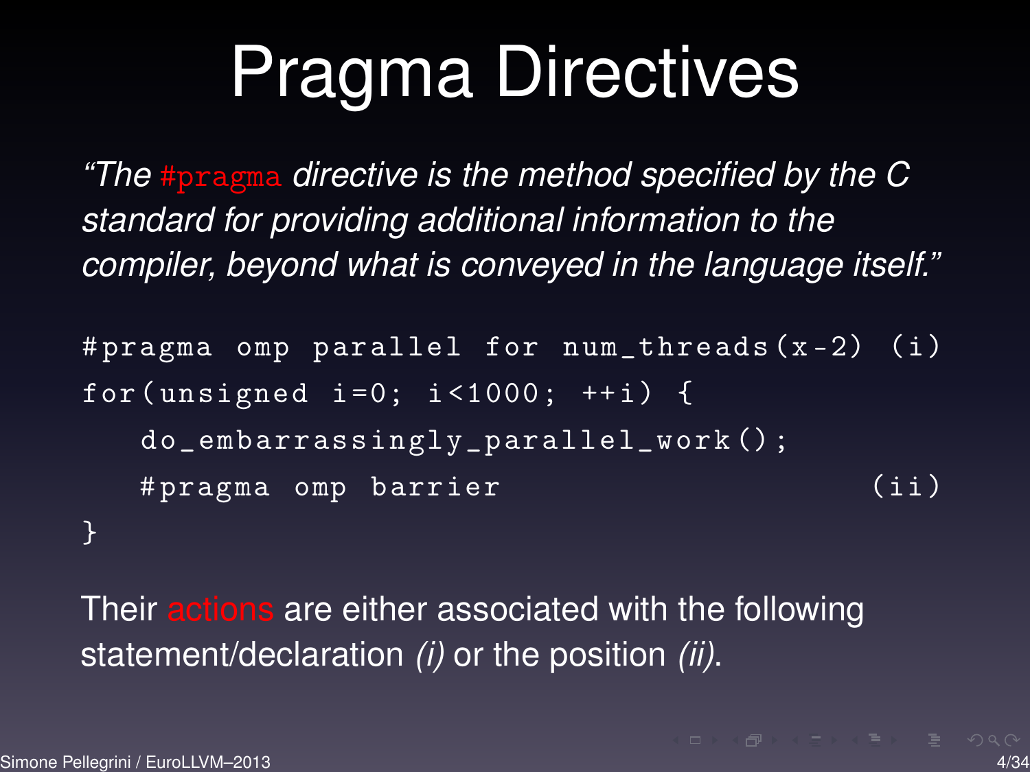# Pragma Directives

*"The `#pragma` directive is the method specified by the C standard for providing additional information to the compiler, beyond what is conveyed in the language itself."*

```
#pragma omp parallel for num_threads(x-2) (i)
for(unsigned i=0; i<1000; ++i) {
   do_embarrassingly_parallel_work();
   #pragma omp barrier                     (ii)
}
```

Their actions are either associated with the following statement/declaration *(i)* or the position *(ii)*.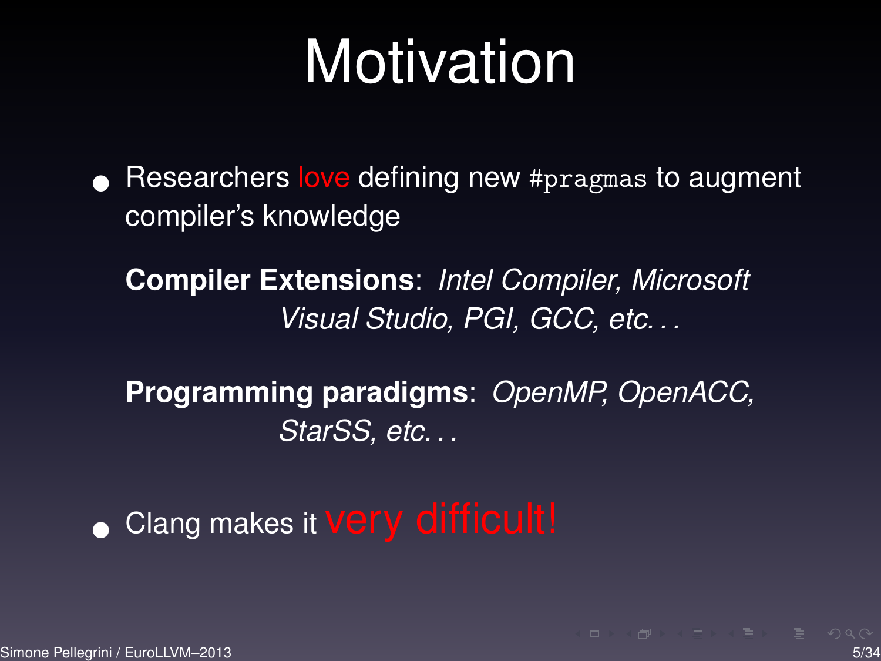# Motivation

- Researchers love defining new `#pragmas` to augment compiler's knowledge

  **Compiler Extensions**: *Intel Compiler, Microsoft Visual Studio, PGI, GCC, etc...*

  **Programming paradigms**: *OpenMP, OpenACC, StarSS, etc...*

- Clang makes it very difficult!

Simone Pellegrini / EuroLLVM–2013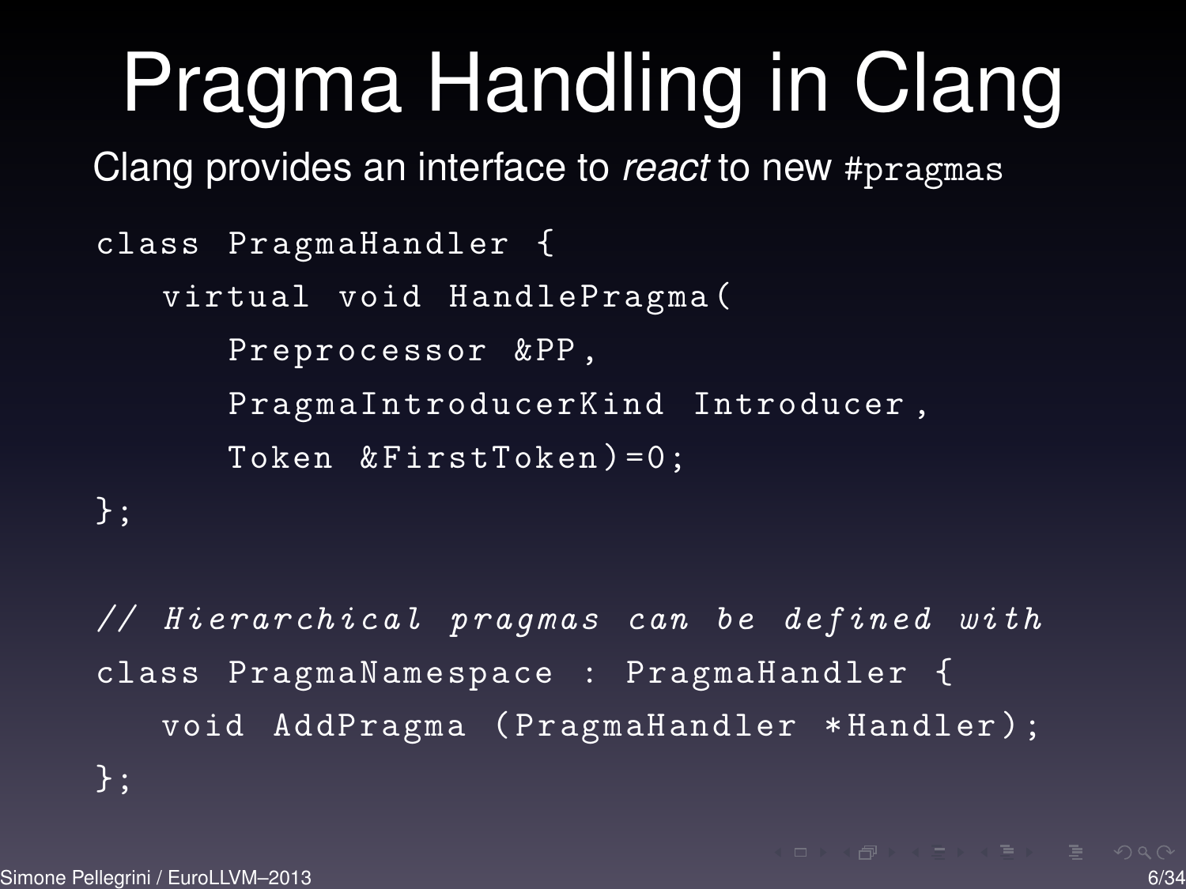# Pragma Handling in Clang

Clang provides an interface to *react* to new `#pragmas`

```
class PragmaHandler {
   virtual void HandlePragma(
      Preprocessor &PP,
      PragmaIntroducerKind Introducer,
      Token &FirstToken)=0;
};

// Hierarchical pragmas can be defined with
class PragmaNamespace : PragmaHandler {
   void AddPragma (PragmaHandler *Handler);
};
```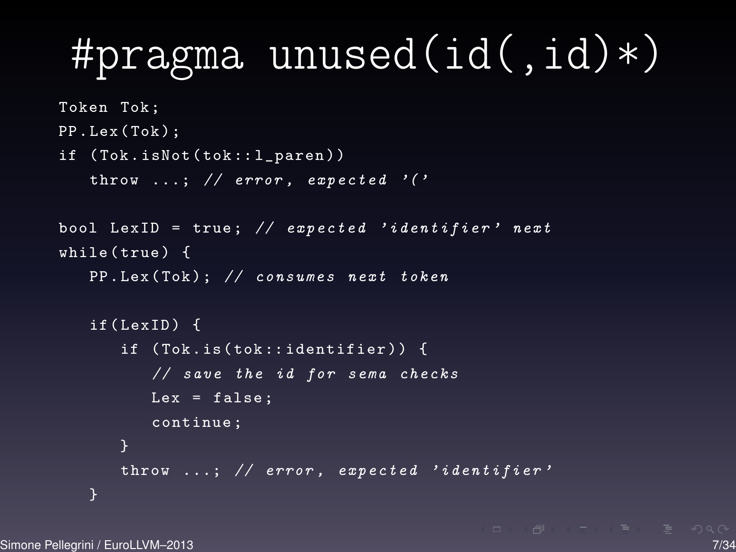# #pragma unused(id(,id)*)

```
Token Tok;
PP.Lex(Tok);
if (Tok.isNot(tok::l_paren))
   throw ...; // error, expected '('

bool LexID = true; // expected 'identifier' next
while(true) {
   PP.Lex(Tok); // consumes next token

   if(LexID) {
      if (Tok.is(tok::identifier)) {
         // save the id for sema checks
         Lex = false;
         continue;
      }
      throw ...; // error, expected 'identifier'
   }
```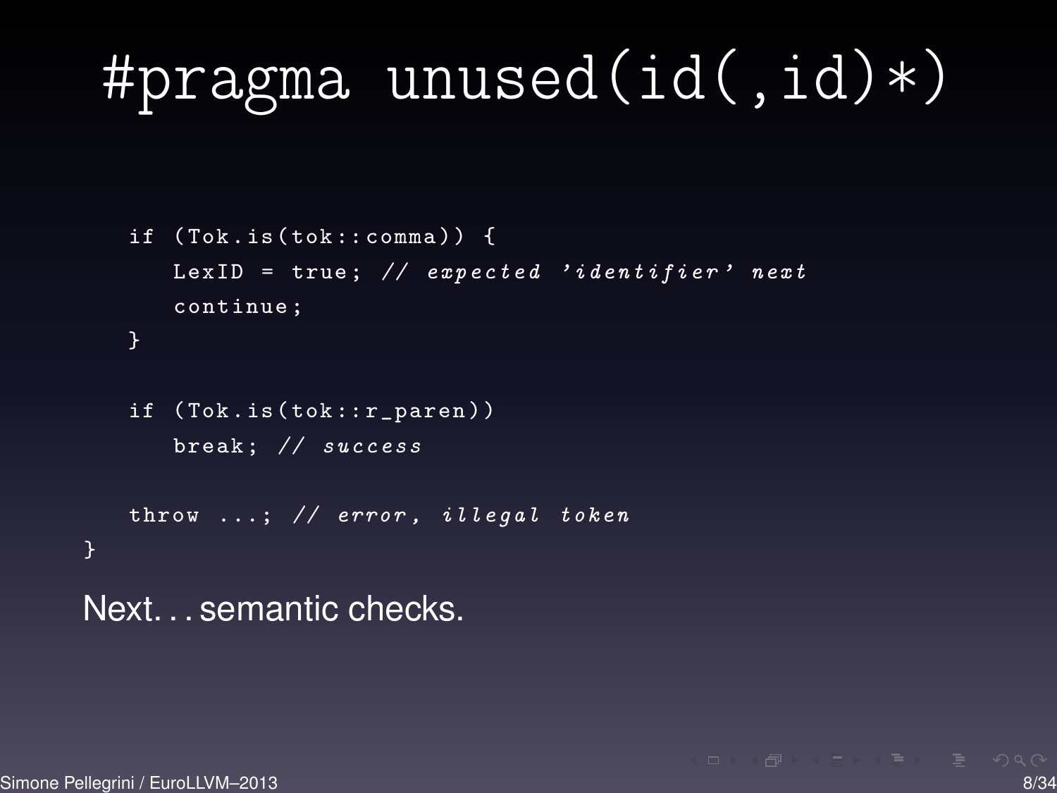# #pragma unused(id(,id)*)

```
    if (Tok.is(tok::comma)) {
        LexID = true; // expected 'identifier' next
        continue;
    }

    if (Tok.is(tok::r_paren))
        break; // success

    throw ...; // error, illegal token
}
```

Next. . . semantic checks.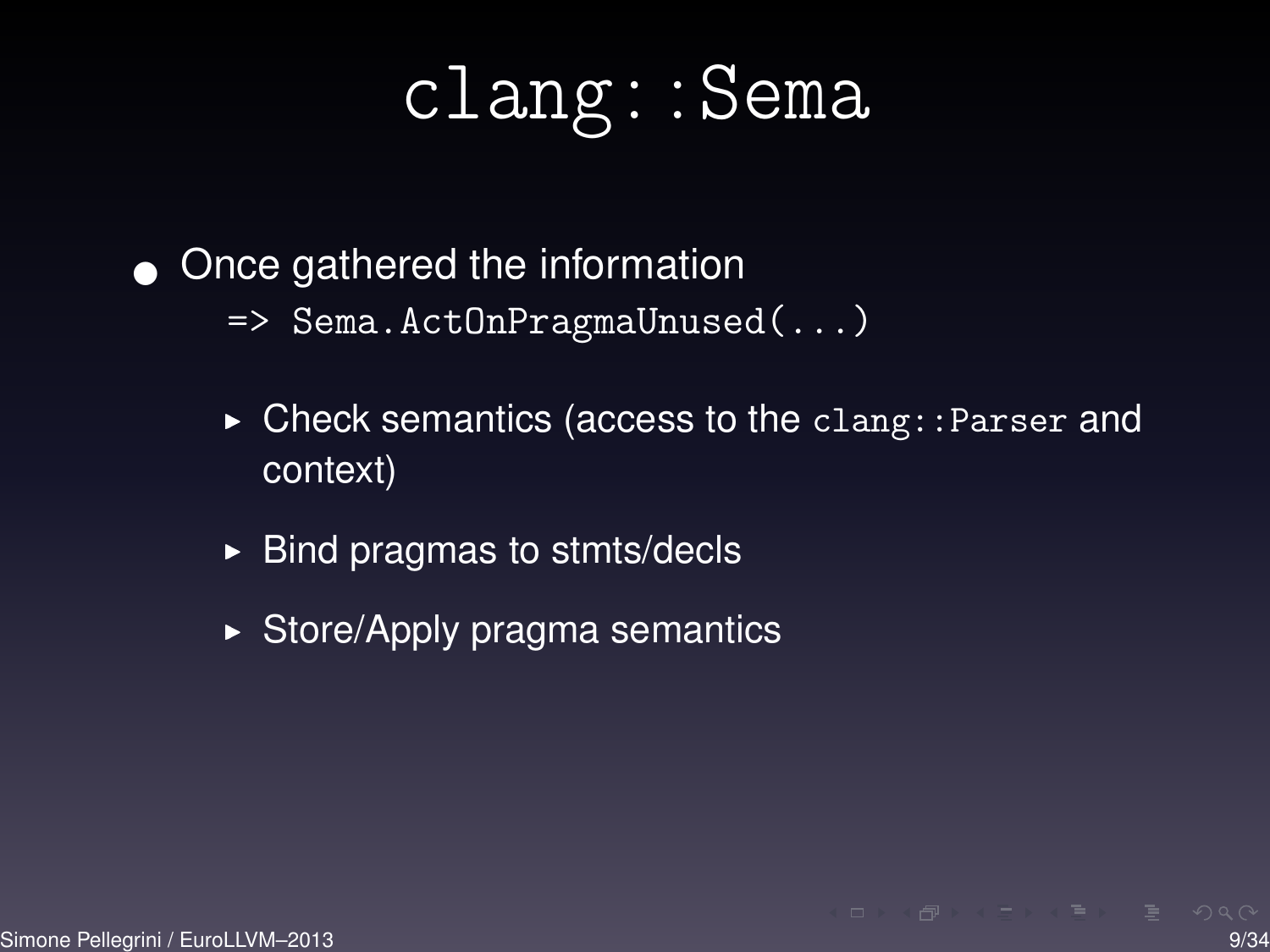# `clang::Sema`

- Once gathered the information
  `=> Sema.ActOnPragmaUnused(...)`
  - Check semantics (access to the `clang::Parser` and context)
  - Bind pragmas to stmts/decls
  - Store/Apply pragma semantics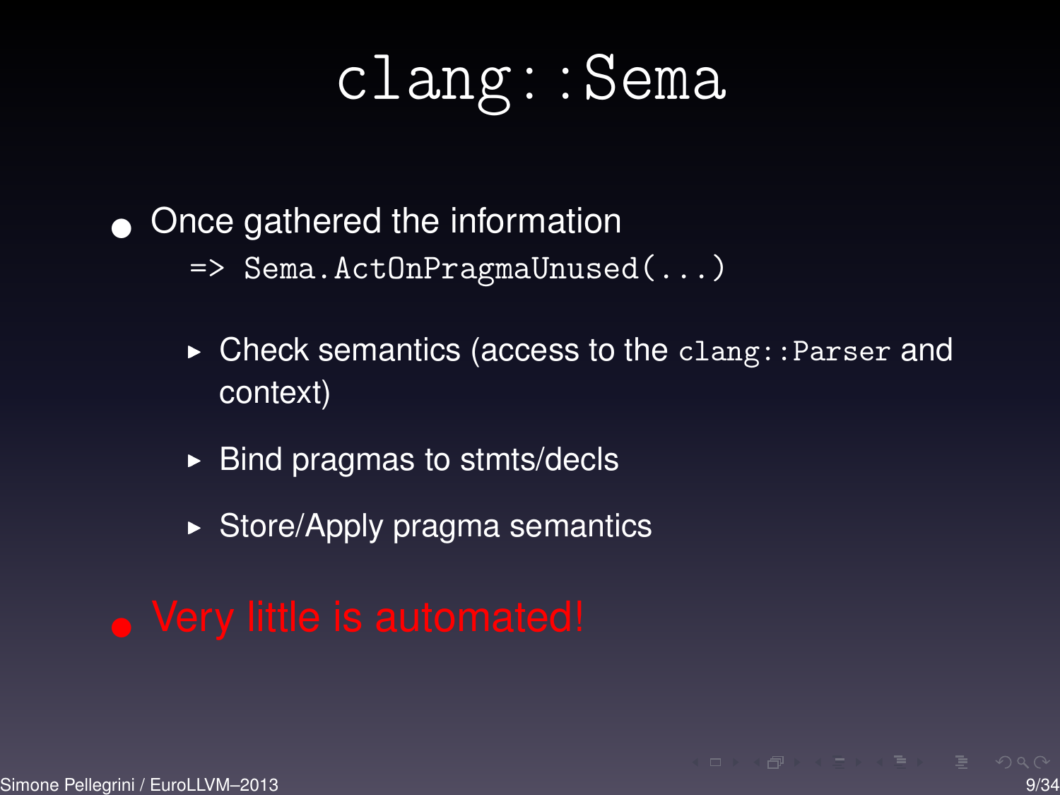# clang::Sema

- Once gathered the information
  `=> Sema.ActOnPragmaUnused(...)`
  - Check semantics (access to the `clang::Parser` and context)
  - Bind pragmas to stmts/decls
  - Store/Apply pragma semantics
- Very little is automated!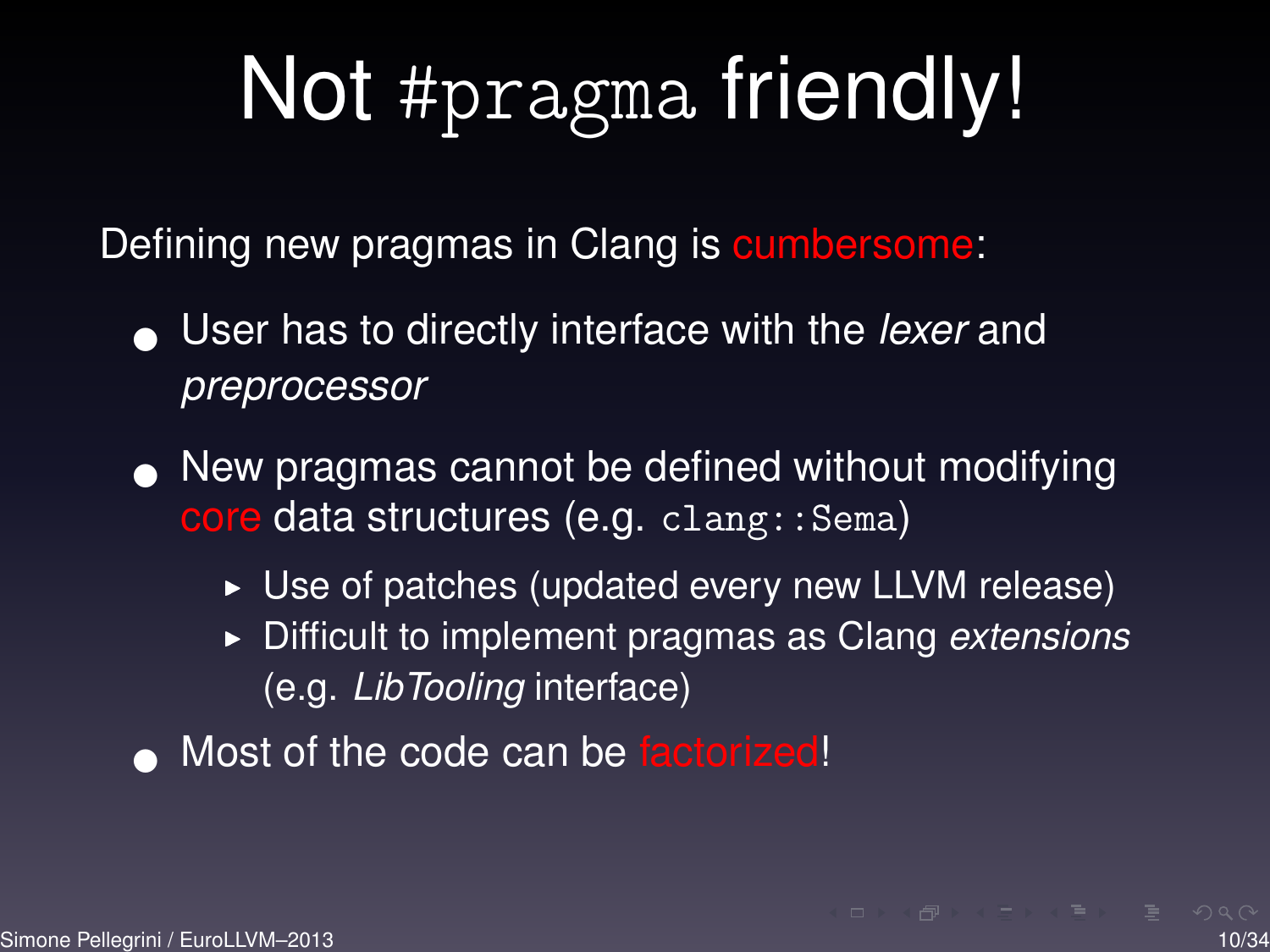# Not `#pragma` friendly!

Defining new pragmas in Clang is cumbersome:

- User has to directly interface with the *lexer* and *preprocessor*
- New pragmas cannot be defined without modifying core data structures (e.g. `clang::Sema`)
  - Use of patches (updated every new LLVM release)
  - Difficult to implement pragmas as Clang *extensions* (e.g. *LibTooling* interface)
- Most of the code can be factorized!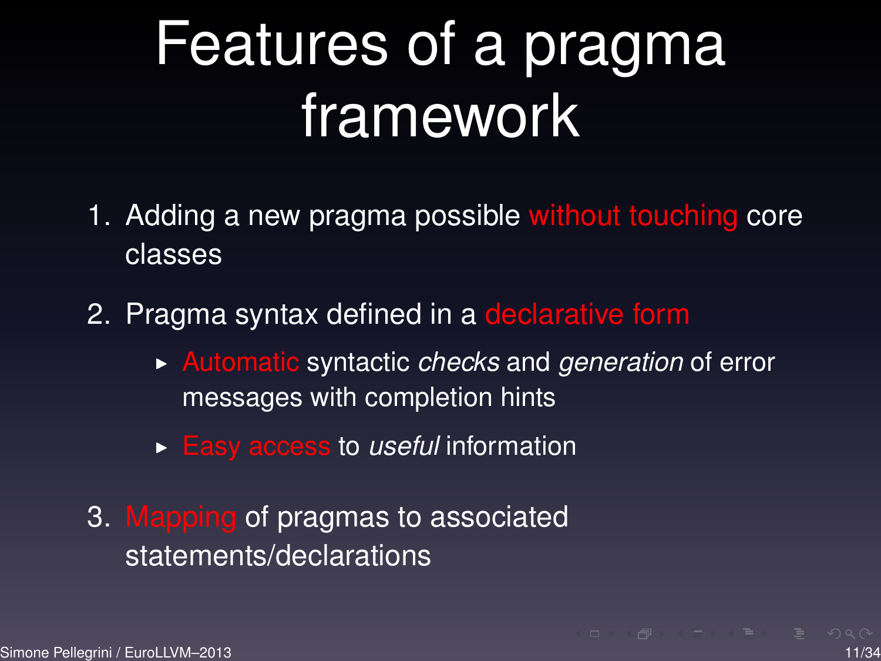# Features of a pragma framework

1. Adding a new pragma possible without touching core classes
2. Pragma syntax defined in a declarative form
   - Automatic syntactic *checks* and *generation* of error messages with completion hints
   - Easy access to *useful* information
3. Mapping of pragmas to associated statements/declarations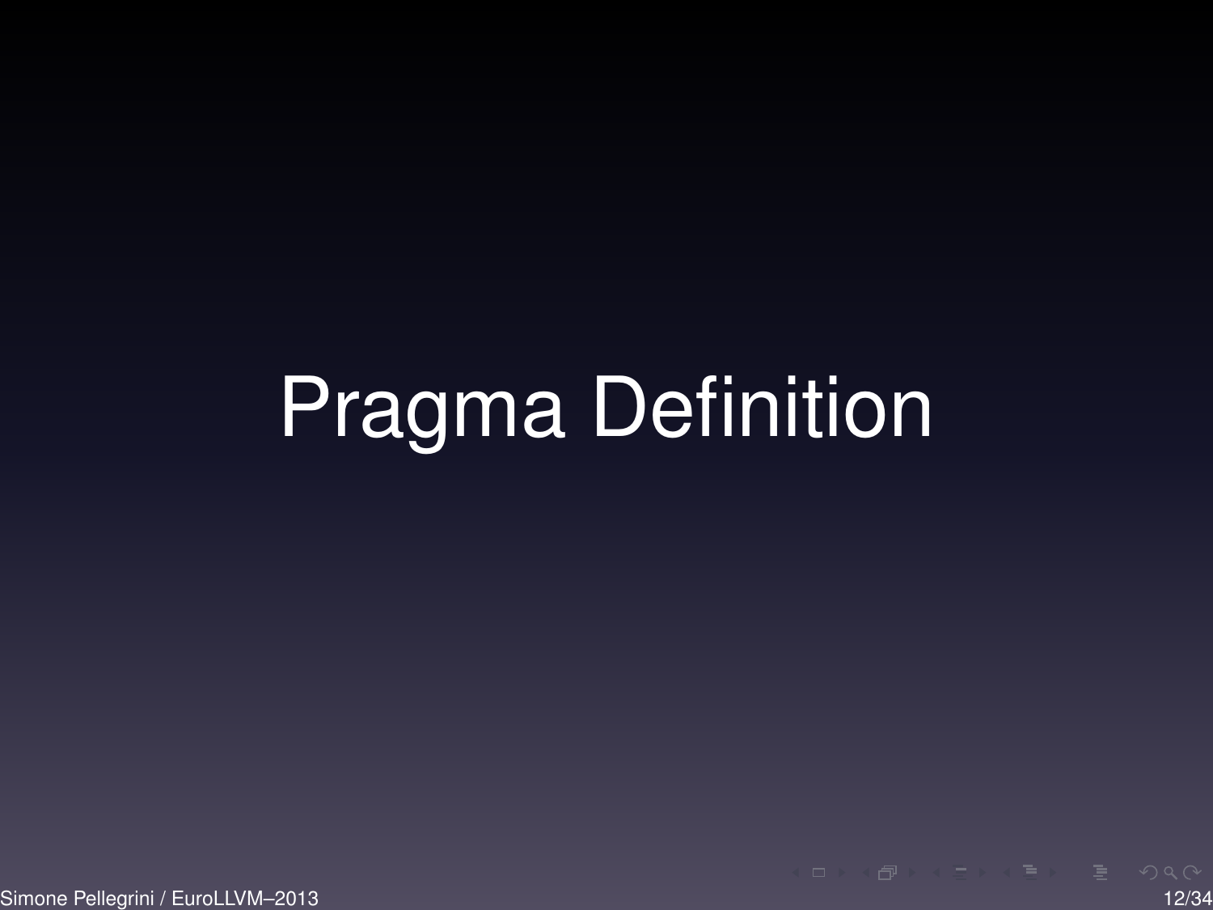# Pragma Definition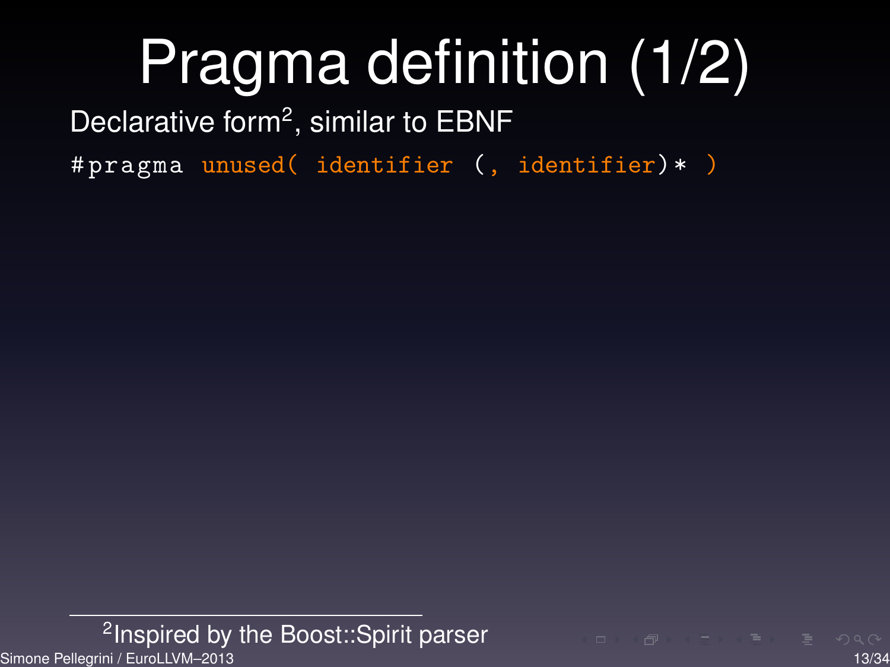# Pragma definition (1/2)

Declarative form[2], similar to EBNF

```
#pragma unused( identifier (, identifier)* )
```

[2] Inspired by the Boost::Spirit parser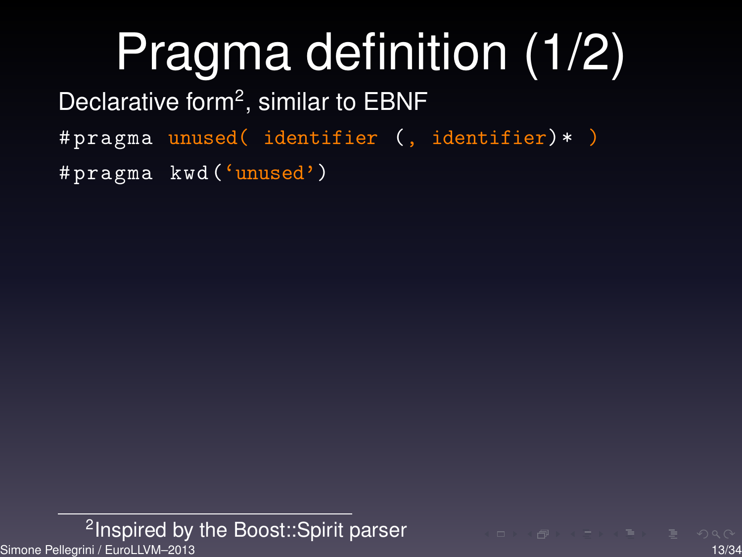# Pragma definition (1/2)

Declarative form[2], similar to EBNF

```
#pragma unused( identifier (, identifier)* )
#pragma kwd('unused')
```

[2] Inspired by the Boost::Spirit parser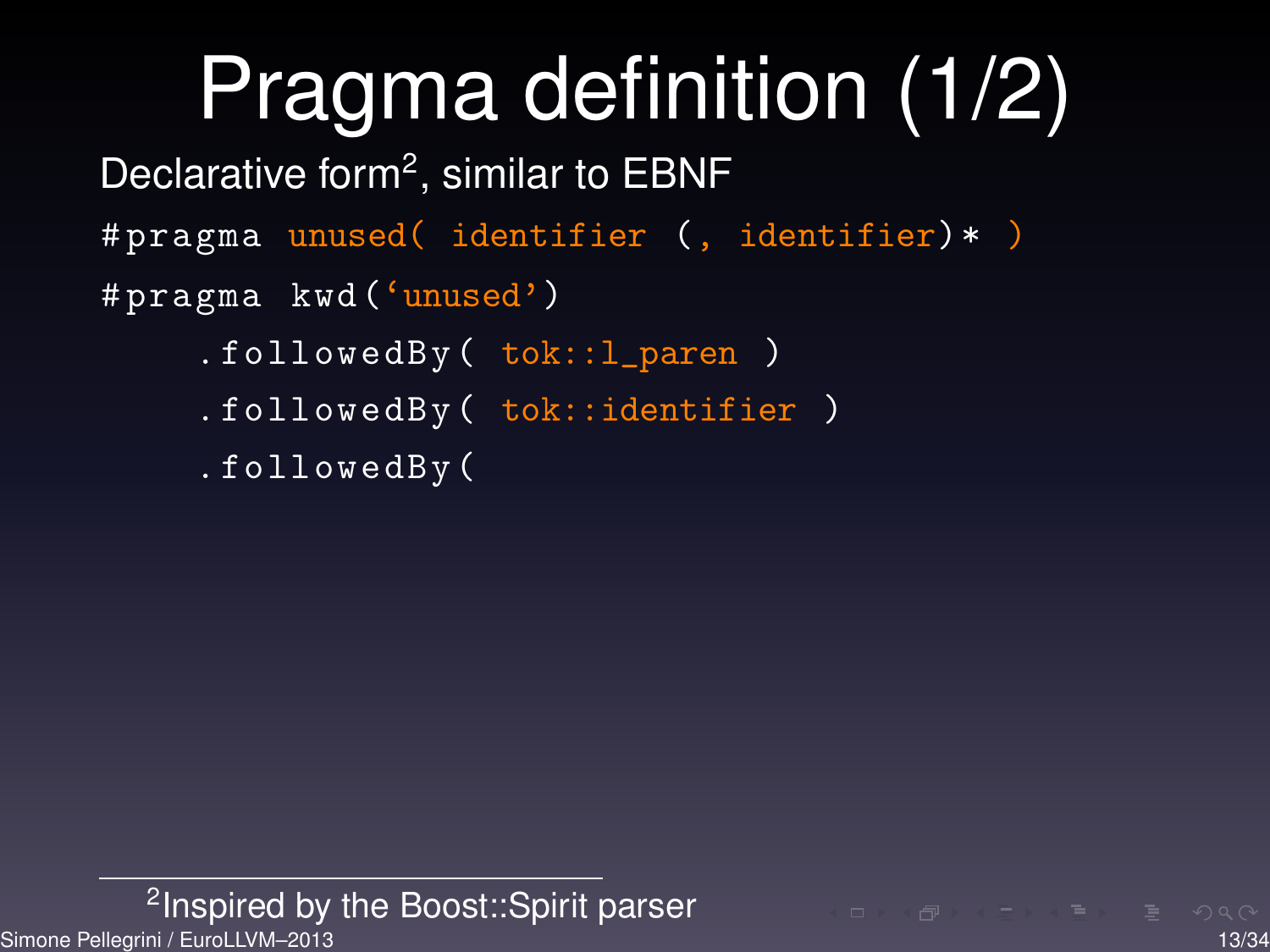# Pragma definition (1/2)

Declarative form[2], similar to EBNF

```
#pragma unused( identifier (, identifier)* )
#pragma kwd('unused')
      .followedBy( tok::l_paren )
      .followedBy( tok::identifier )
      .followedBy(
```

[2] Inspired by the Boost::Spirit parser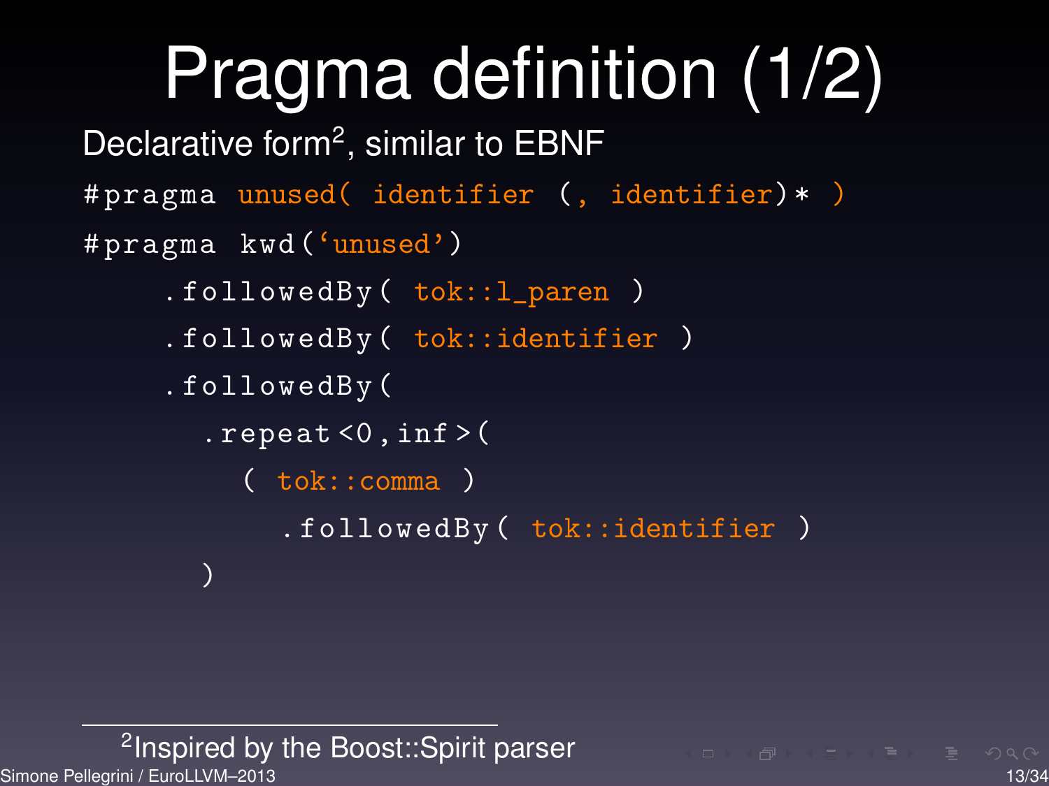# Pragma definition (1/2)

Declarative form[2], similar to EBNF

```
#pragma unused( identifier (, identifier)* )
#pragma kwd('unused')
    .followedBy( tok::l_paren )
    .followedBy( tok::identifier )
    .followedBy(
      .repeat<0,inf>(
        ( tok::comma )
          .followedBy( tok::identifier )
      )
```

[2] Inspired by the Boost::Spirit parser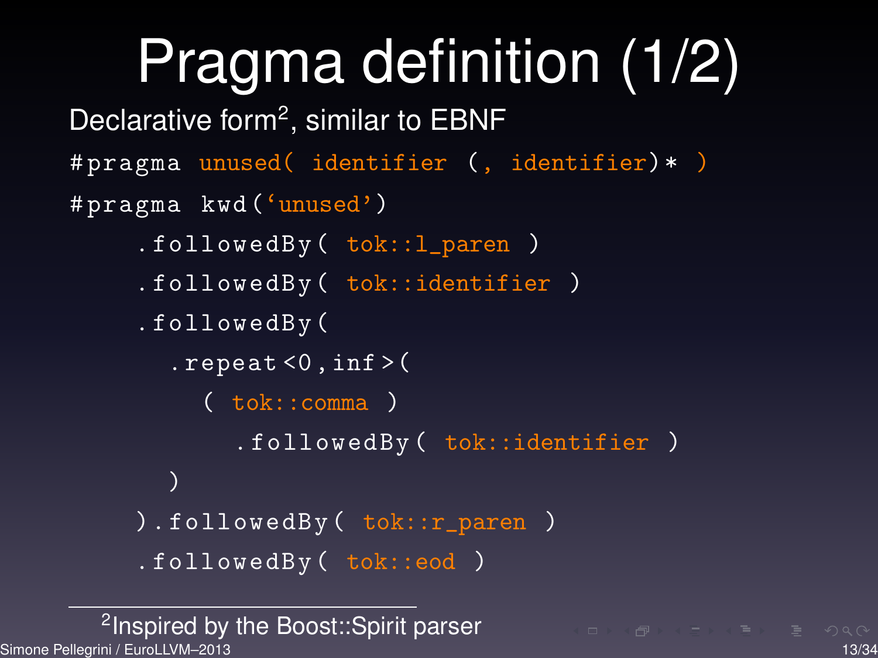# Pragma definition (1/2)

Declarative form[2], similar to EBNF

```
#pragma unused( identifier (, identifier)* )
#pragma kwd('unused')
    .followedBy( tok::l_paren )
    .followedBy( tok::identifier )
    .followedBy(
      .repeat<0,inf>(
        ( tok::comma )
          .followedBy( tok::identifier )
      )
    ).followedBy( tok::r_paren )
    .followedBy( tok::eod )
```

[2] Inspired by the Boost::Spirit parser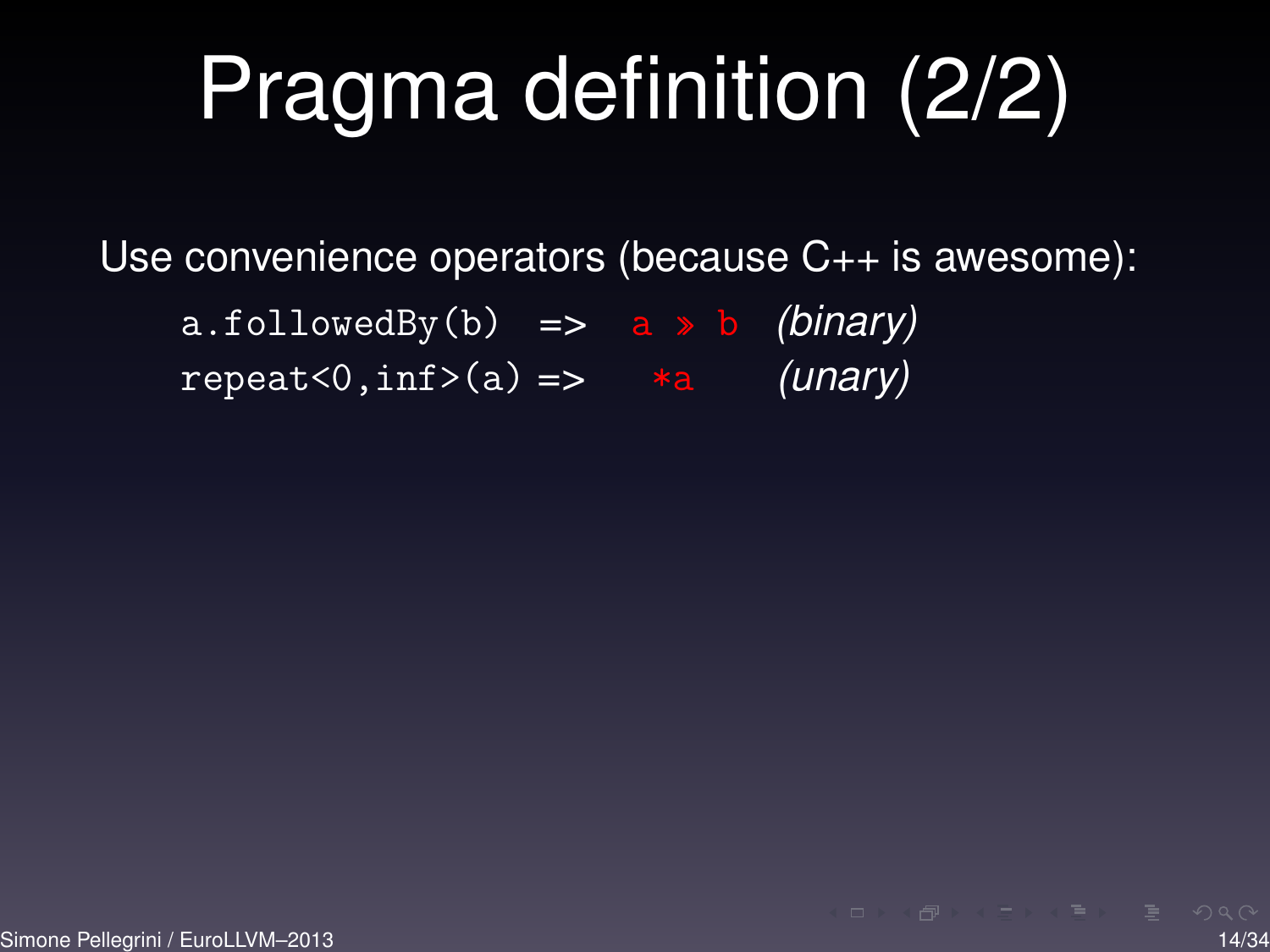# Pragma definition (2/2)

Use convenience operators (because C++ is awesome):

```
a.followedBy(b)  =>   a » b    (binary)
repeat<0,inf>(a) =>    *a      (unary)
```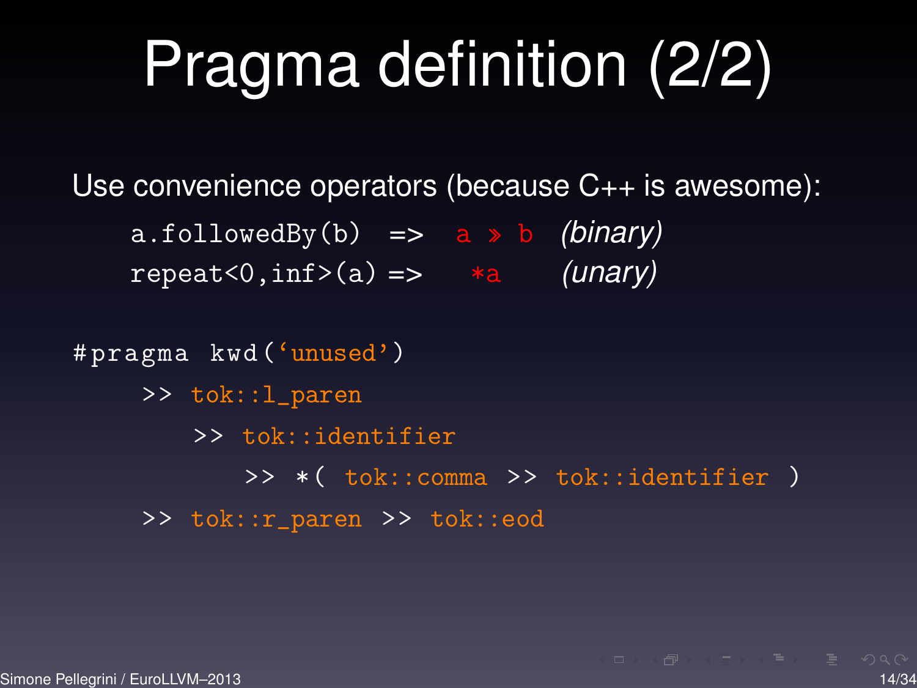# Pragma definition (2/2)

Use convenience operators (because C++ is awesome):

```
a.followedBy(b)  =>   a » b   (binary)
repeat<0,inf>(a) =>    *a     (unary)
```

```
#pragma kwd('unused')
    >> tok::l_paren
        >> tok::identifier
            >> *( tok::comma >> tok::identifier )
    >> tok::r_paren >> tok::eod
```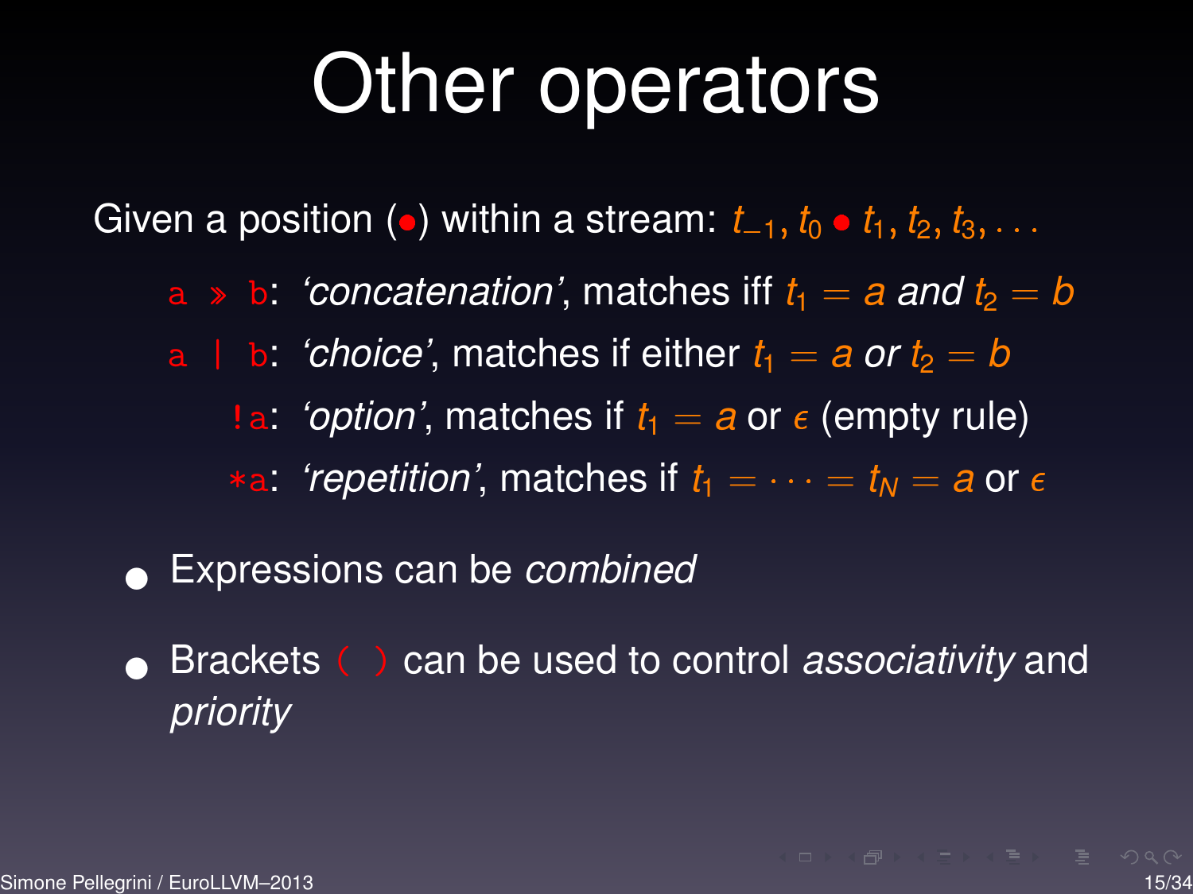# Other operators

Given a position (•) within a stream: $t_{-1}, t_0 \bullet t_1, t_2, t_3, \ldots$

- `a » b`: *'concatenation'*, matches iff $t_1 = a$ *and* $t_2 = b$
- `a | b`: *'choice'*, matches if either $t_1 = a$ *or* $t_2 = b$
- `!a`: *'option'*, matches if $t_1 = a$ or $\epsilon$ (empty rule)
- `*a`: *'repetition'*, matches if $t_1 = \cdots = t_N = a$ or $\epsilon$

- Expressions can be *combined*
- Brackets `( )` can be used to control *associativity* and *priority*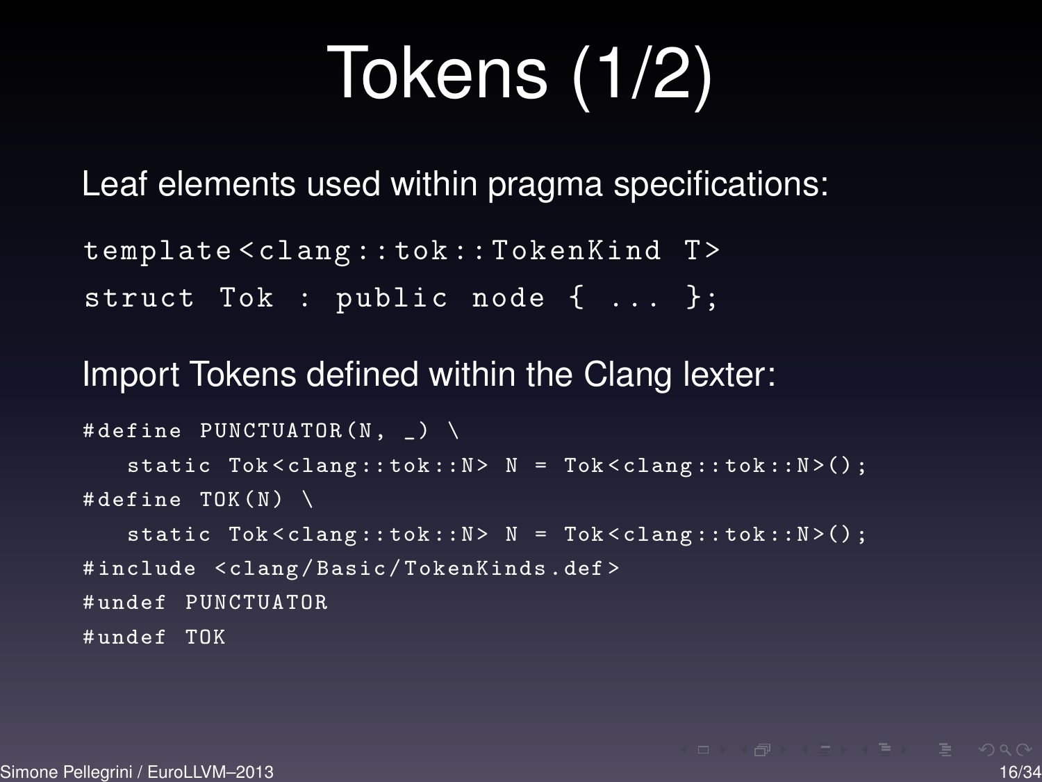# Tokens (1/2)

Leaf elements used within pragma specifications:

```
template<clang::tok::TokenKind T>
struct Tok : public node { ... };
```

Import Tokens defined within the Clang lexter:

```
#define PUNCTUATOR(N, _) \
   static Tok<clang::tok::N> N = Tok<clang::tok::N>();
#define TOK(N) \
   static Tok<clang::tok::N> N = Tok<clang::tok::N>();
#include <clang/Basic/TokenKinds.def>
#undef PUNCTUATOR
#undef TOK
```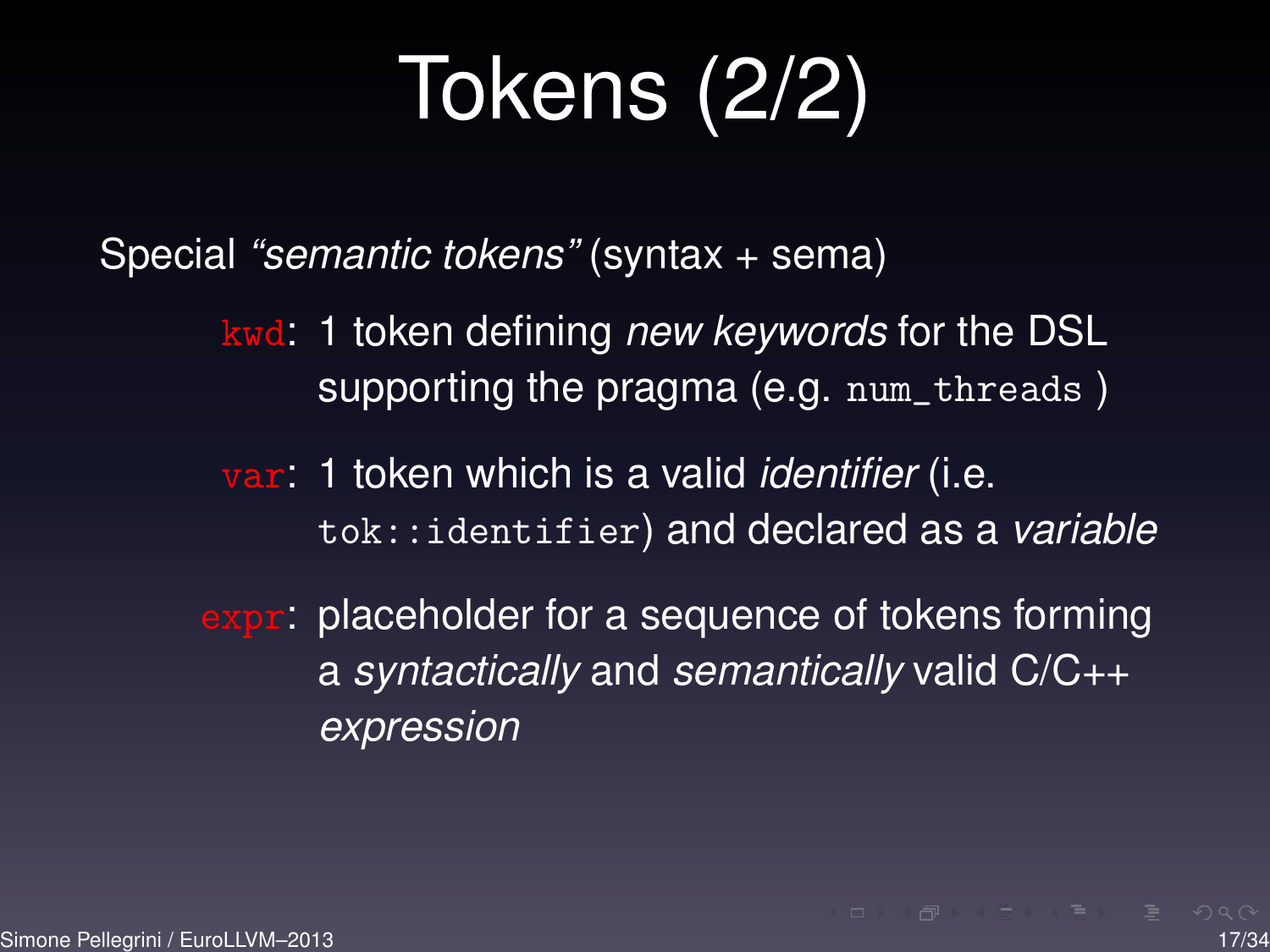# Tokens (2/2)

Special *"semantic tokens"* (syntax + sema)

- `kwd`: 1 token defining *new keywords* for the DSL supporting the pragma (e.g. `num_threads` )
- `var`: 1 token which is a valid *identifier* (i.e. `tok::identifier`) and declared as a *variable*
- `expr`: placeholder for a sequence of tokens forming a *syntactically* and *semantically* valid C/C++ *expression*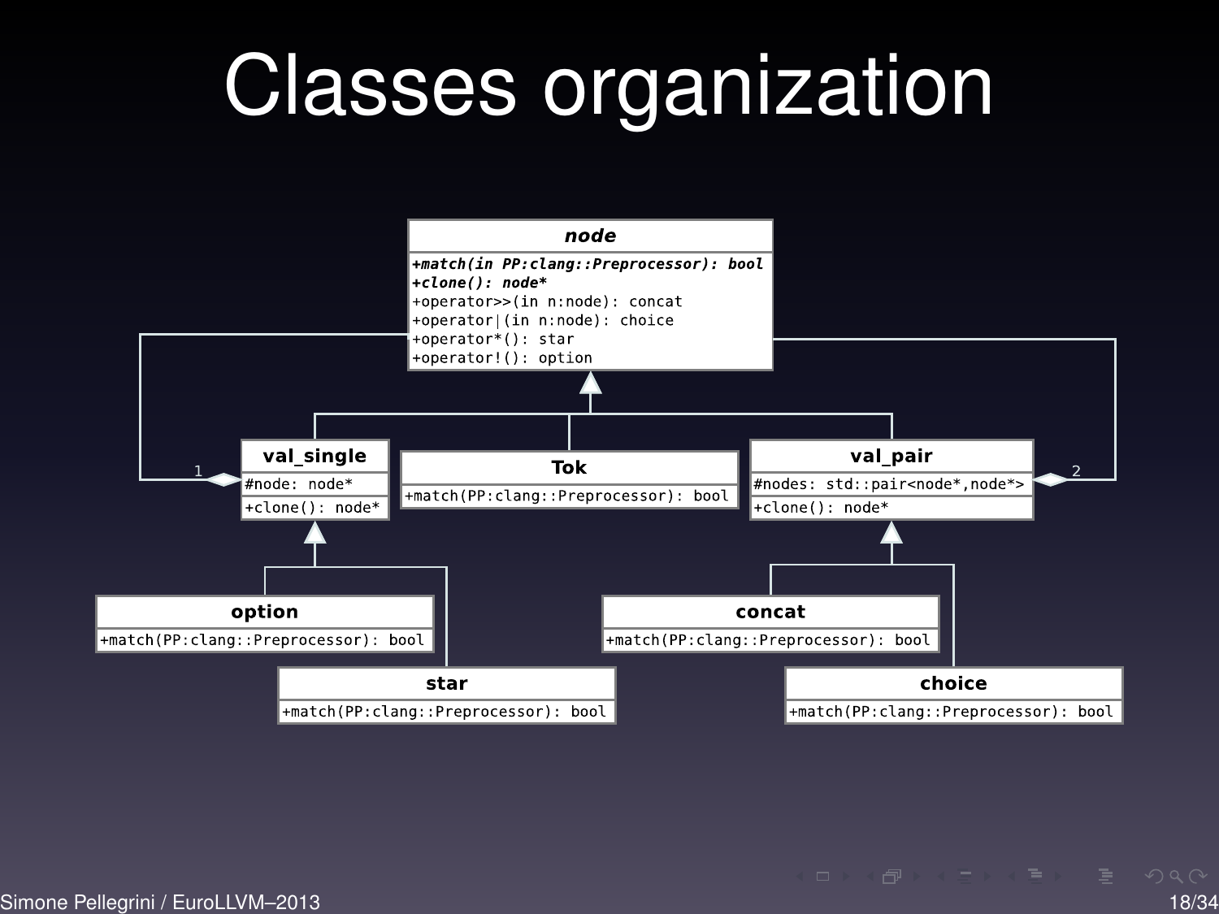# Classes organization

node

*+match(in PP:clang::Preprocessor): bool*
*+clone(): node**
+operator>>(in n:node): concat
+operator|(in n:node): choice
+operator*(): star
+operator!(): option

val_single

#node: node*

+clone(): node*

Tok

+match(PP:clang::Preprocessor): bool

val_pair

#nodes: std::pair<node*,node*>

+clone(): node*

1

2

option

+match(PP:clang::Preprocessor): bool

star

+match(PP:clang::Preprocessor): bool

concat

+match(PP:clang::Preprocessor): bool

choice

+match(PP:clang::Preprocessor): bool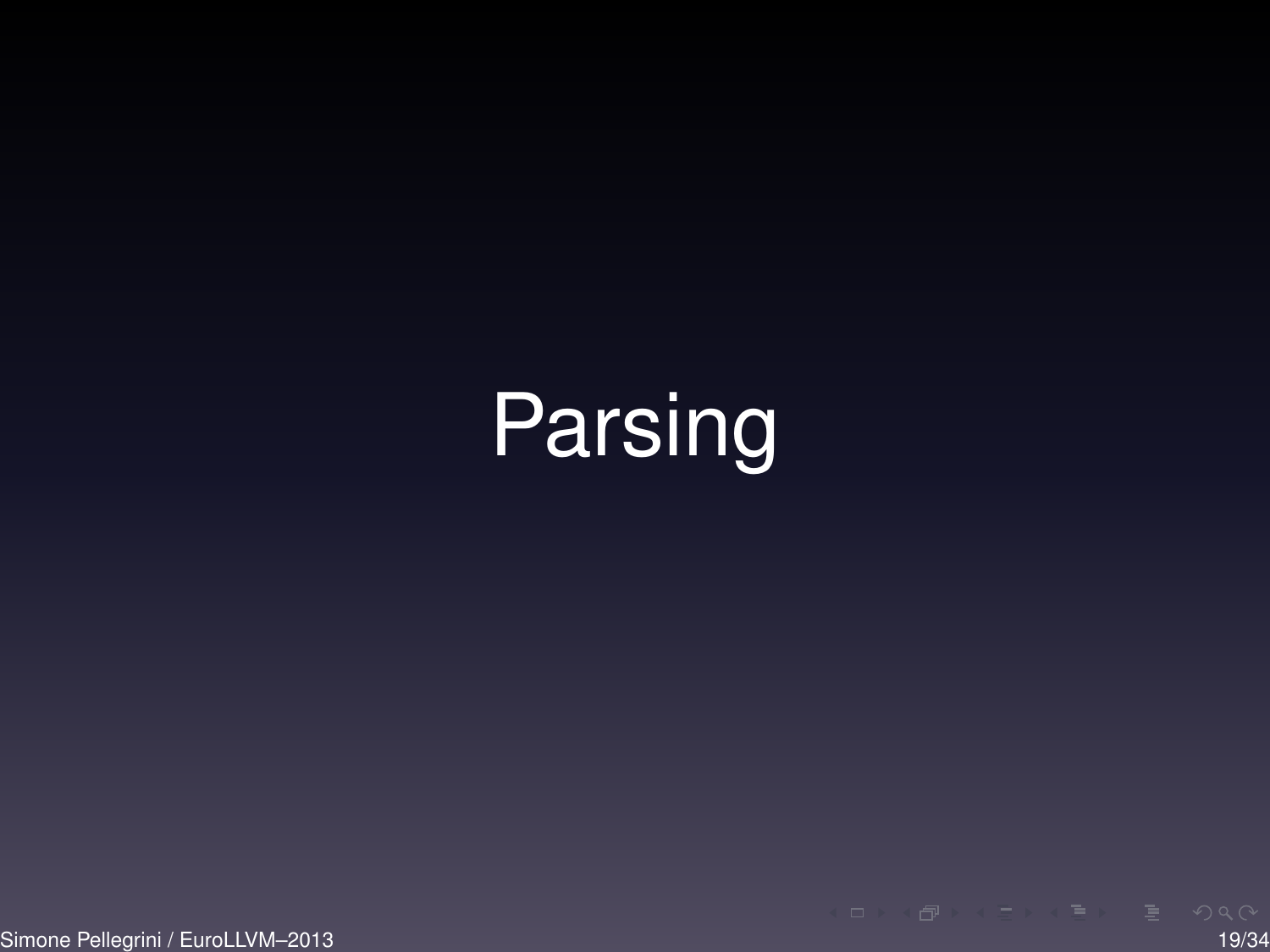# Parsing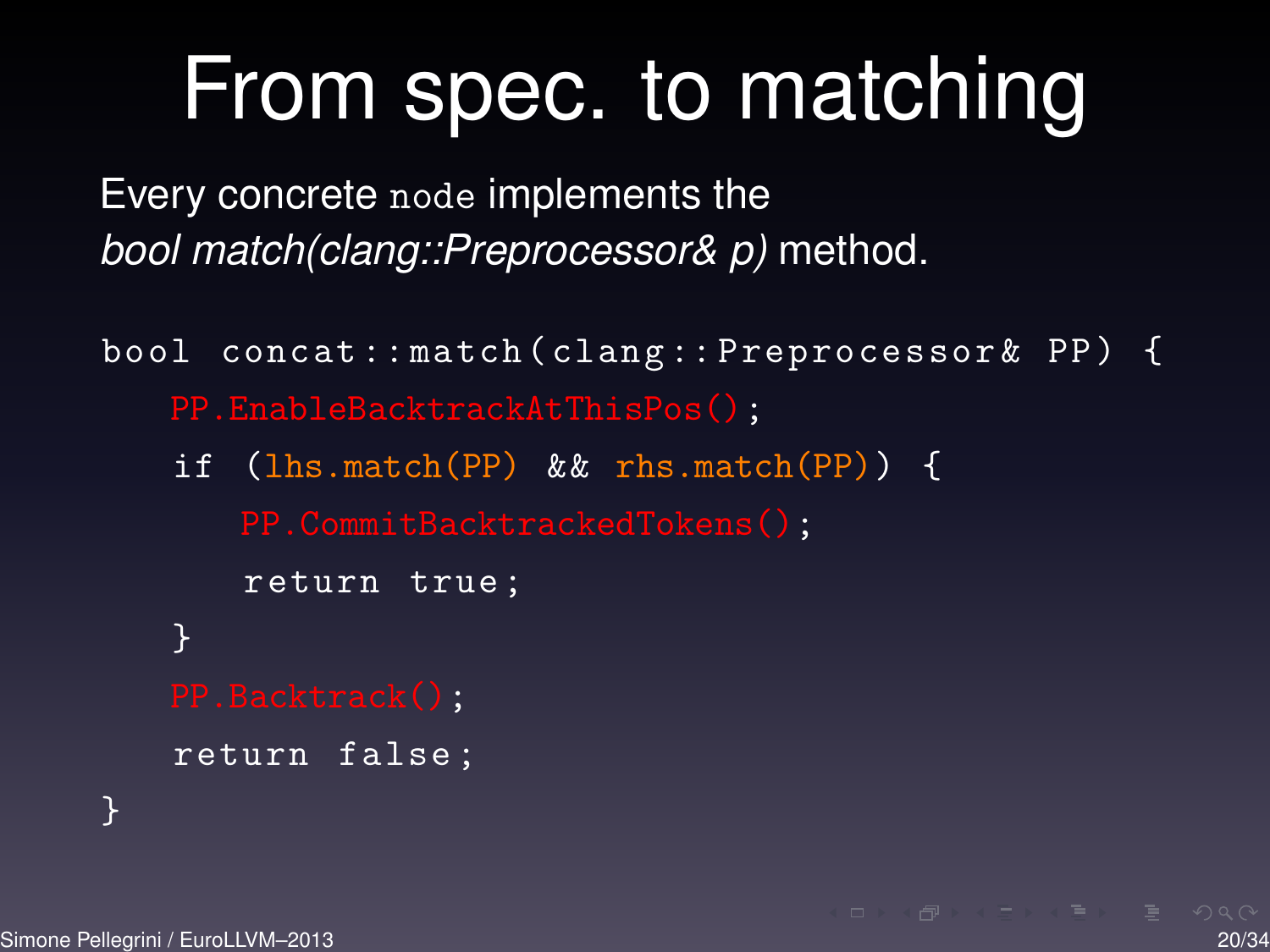# From spec. to matching

Every concrete `node` implements the *bool match(clang::Preprocessor& p)* method.

```
bool concat::match(clang::Preprocessor& PP) {
    PP.EnableBacktrackAtThisPos();
    if (lhs.match(PP) && rhs.match(PP)) {
        PP.CommitBacktrackedTokens();
        return true;
    }
    PP.Backtrack();
    return false;
}
```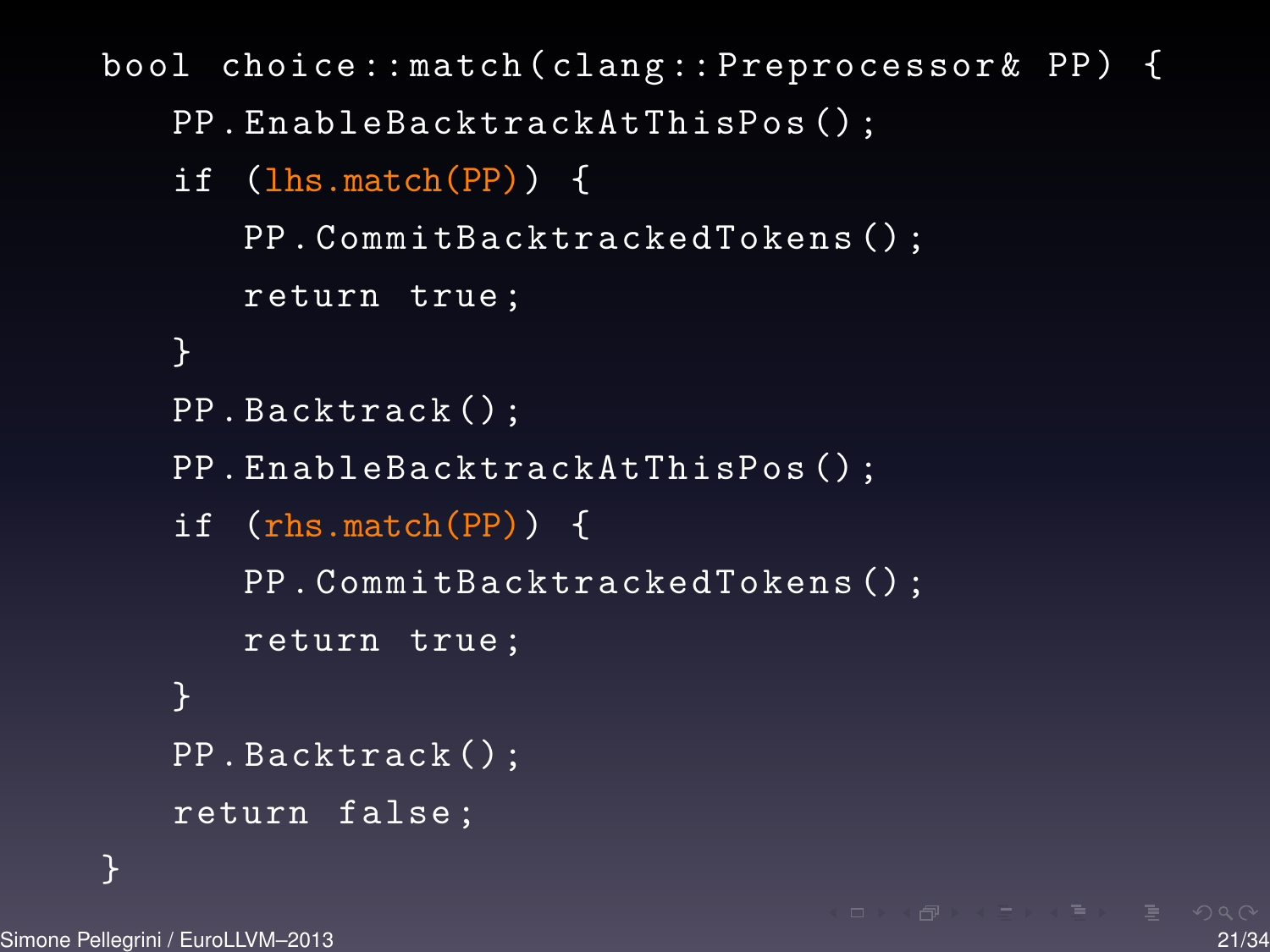```
bool choice::match(clang::Preprocessor& PP) {
    PP.EnableBacktrackAtThisPos();
    if (lhs.match(PP)) {
        PP.CommitBacktrackedTokens();
        return true;
    }
    PP.Backtrack();
    PP.EnableBacktrackAtThisPos();
    if (rhs.match(PP)) {
        PP.CommitBacktrackedTokens();
        return true;
    }
    PP.Backtrack();
    return false;
}
```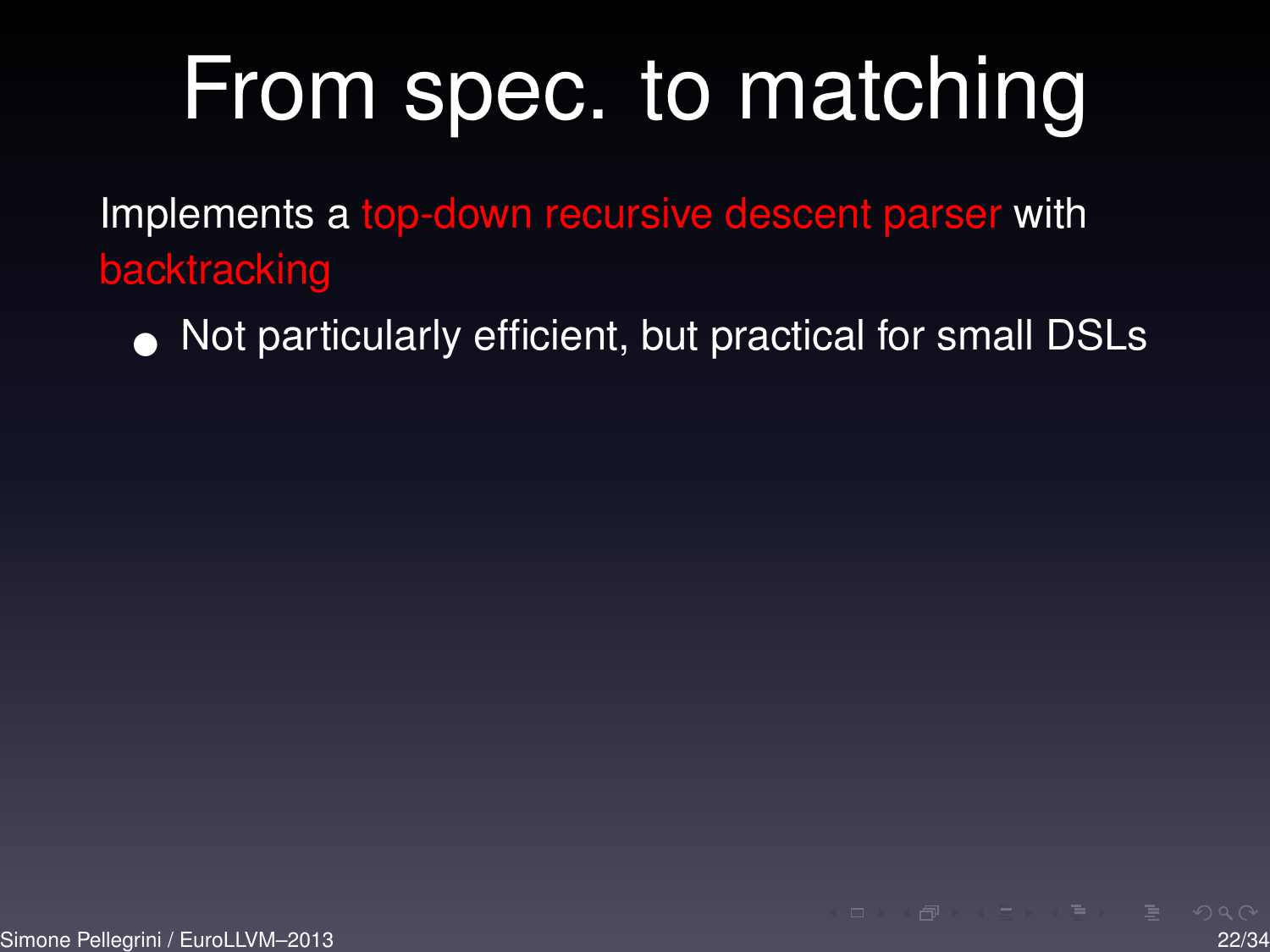# From spec. to matching

Implements a top-down recursive descent parser with backtracking

- Not particularly efficient, but practical for small DSLs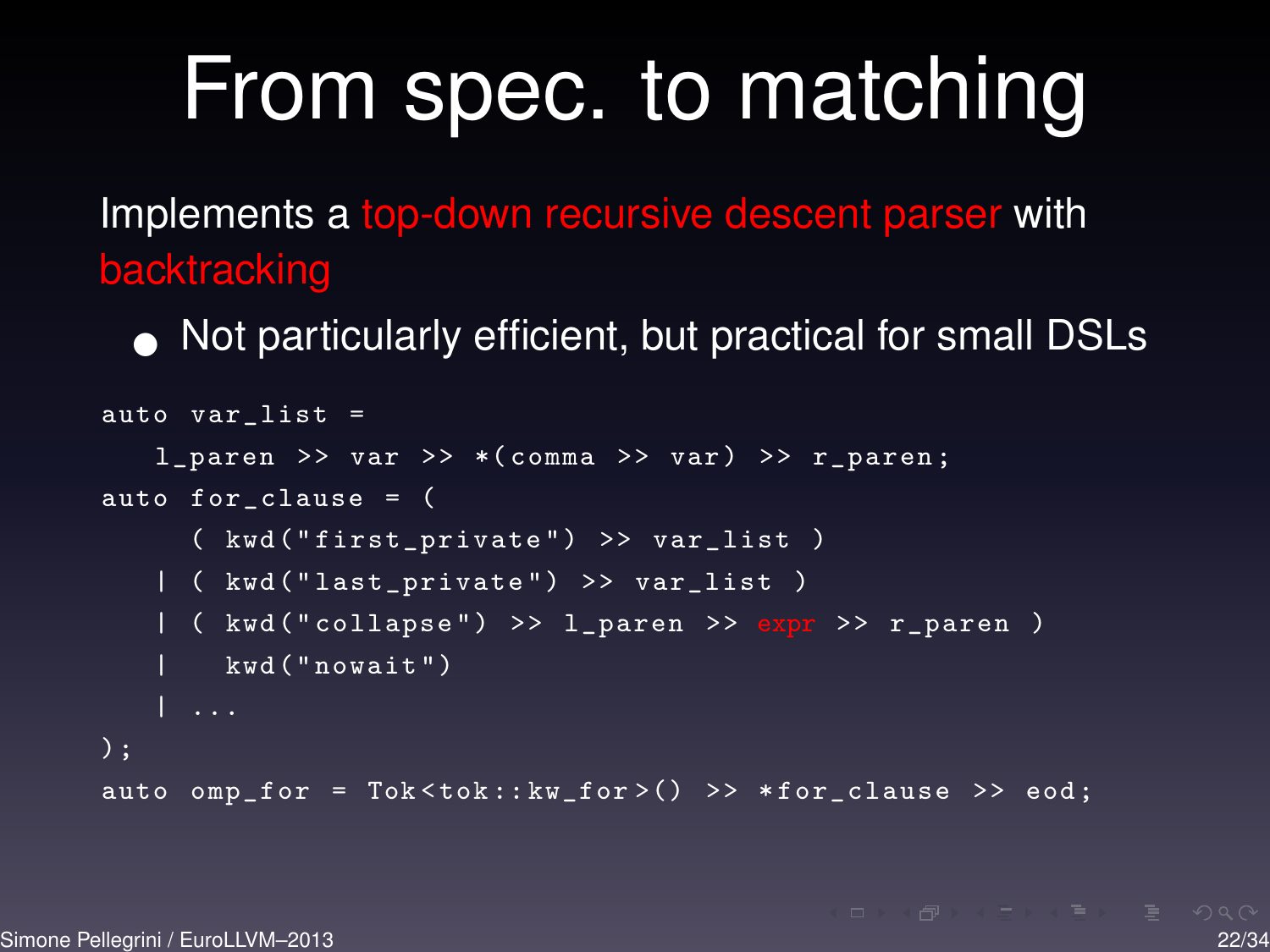# From spec. to matching

Implements a top-down recursive descent parser with backtracking

- Not particularly efficient, but practical for small DSLs

```
auto var_list =
   l_paren >> var >> *(comma >> var) >> r_paren;
auto for_clause = (
     ( kwd("first_private") >> var_list )
   | ( kwd("last_private") >> var_list )
   | ( kwd("collapse") >> l_paren >> expr >> r_paren )
   |   kwd("nowait")
   | ...
);
auto omp_for = Tok<tok::kw_for>() >> *for_clause >> eod;
```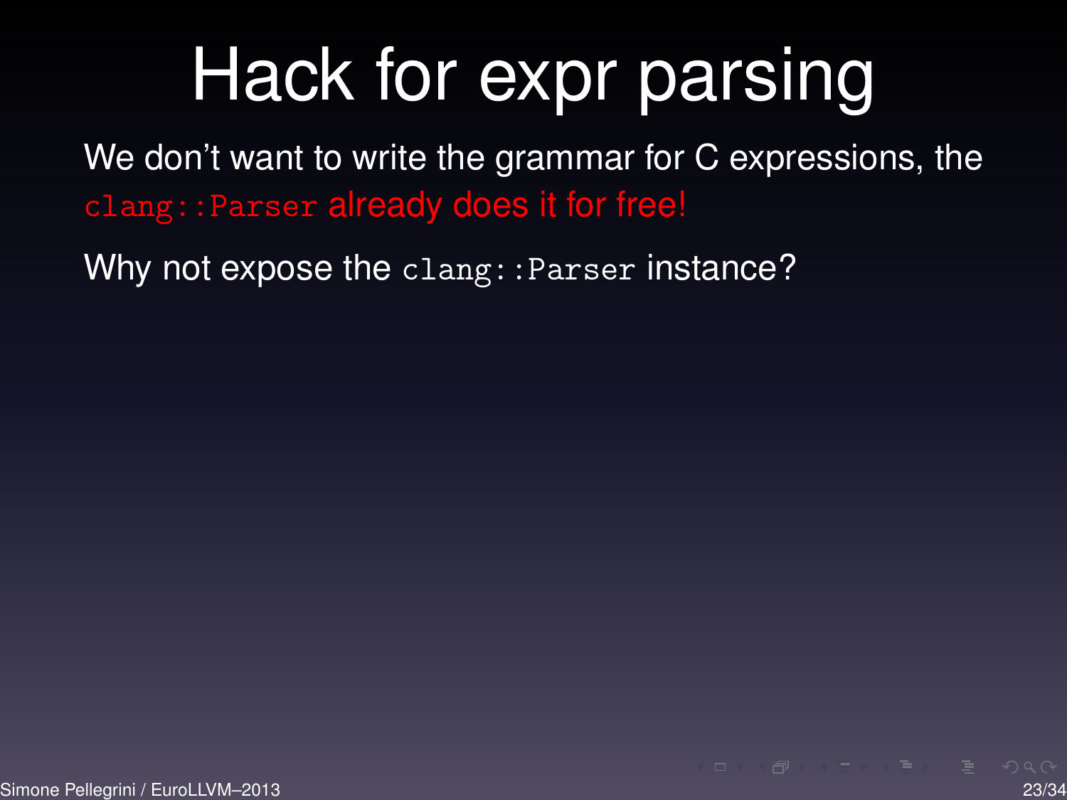# Hack for expr parsing

We don't want to write the grammar for C expressions, the `clang::Parser` already does it for free!

Why not expose the `clang::Parser` instance?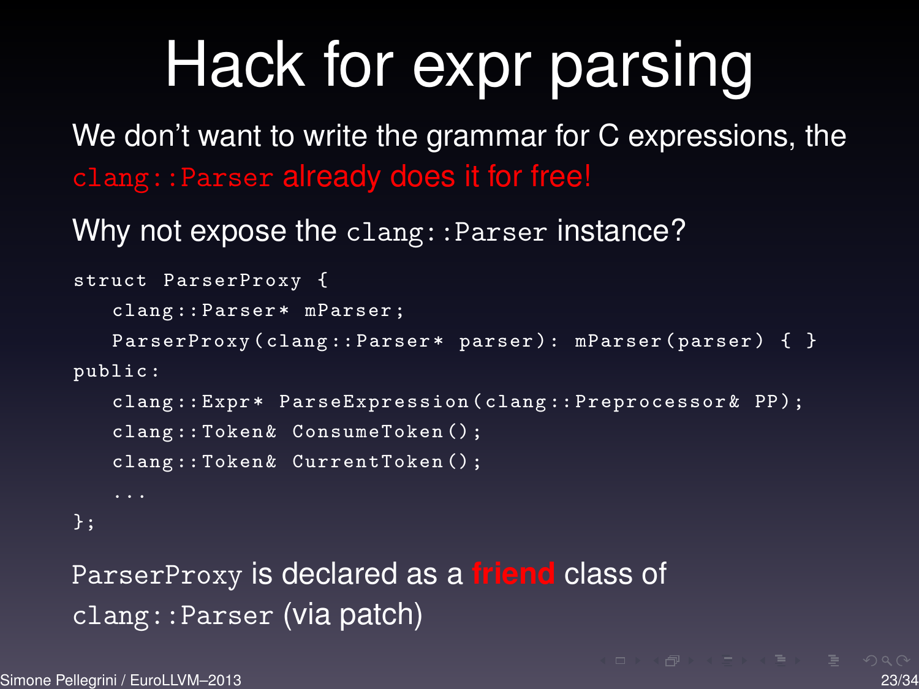# Hack for expr parsing

We don't want to write the grammar for C expressions, the `clang::Parser` **already does it for free!**

Why not expose the `clang::Parser` instance?

```
struct ParserProxy {
   clang::Parser* mParser;
   ParserProxy(clang::Parser* parser): mParser(parser) { }
public:
   clang::Expr* ParseExpression(clang::Preprocessor& PP);
   clang::Token& ConsumeToken();
   clang::Token& CurrentToken();
   ...
};
```

`ParserProxy` is declared as a **friend** class of `clang::Parser` (via patch)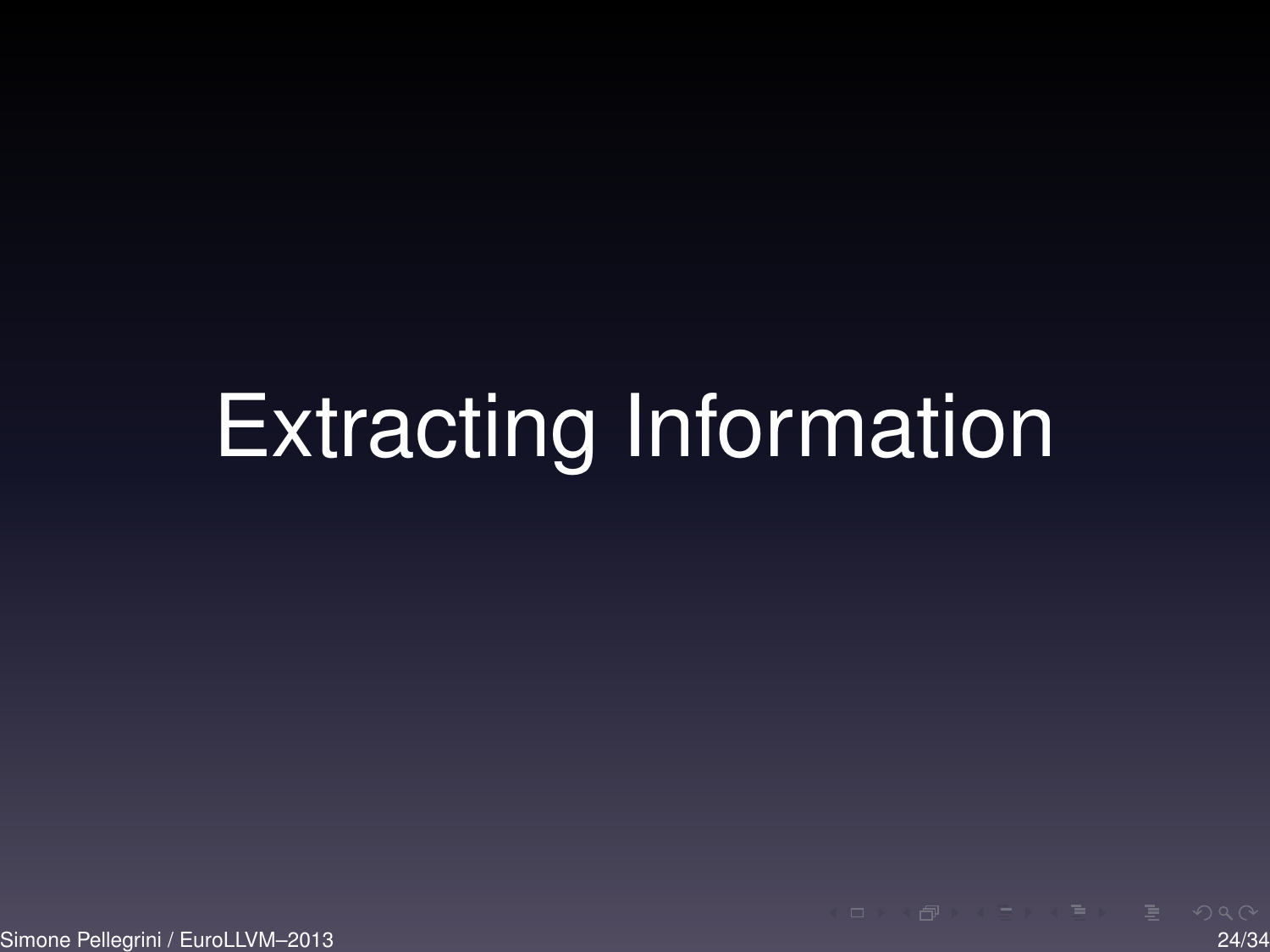# Extracting Information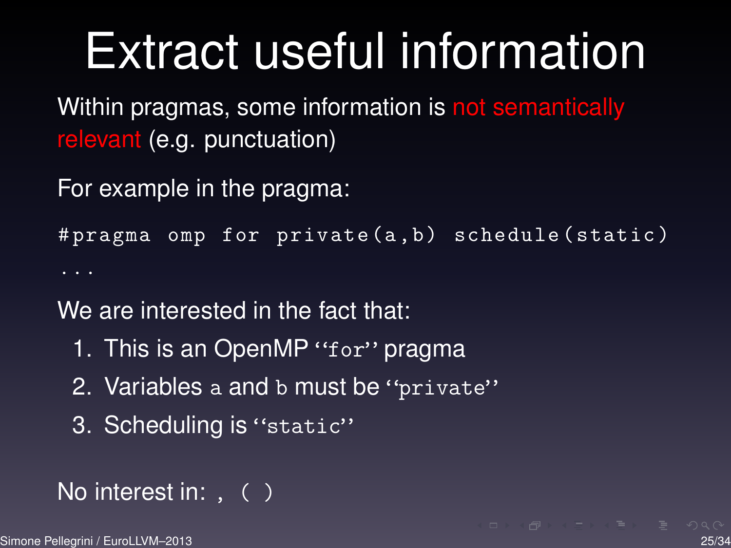# Extract useful information

Within pragmas, some information is not semantically relevant (e.g. punctuation)

For example in the pragma:

```
#pragma omp for private(a,b) schedule(static)
...
```

We are interested in the fact that:

1. This is an OpenMP “`for`” pragma
2. Variables `a` and `b` must be “`private`”
3. Scheduling is “`static`”

No interest in: `,` `(` `)`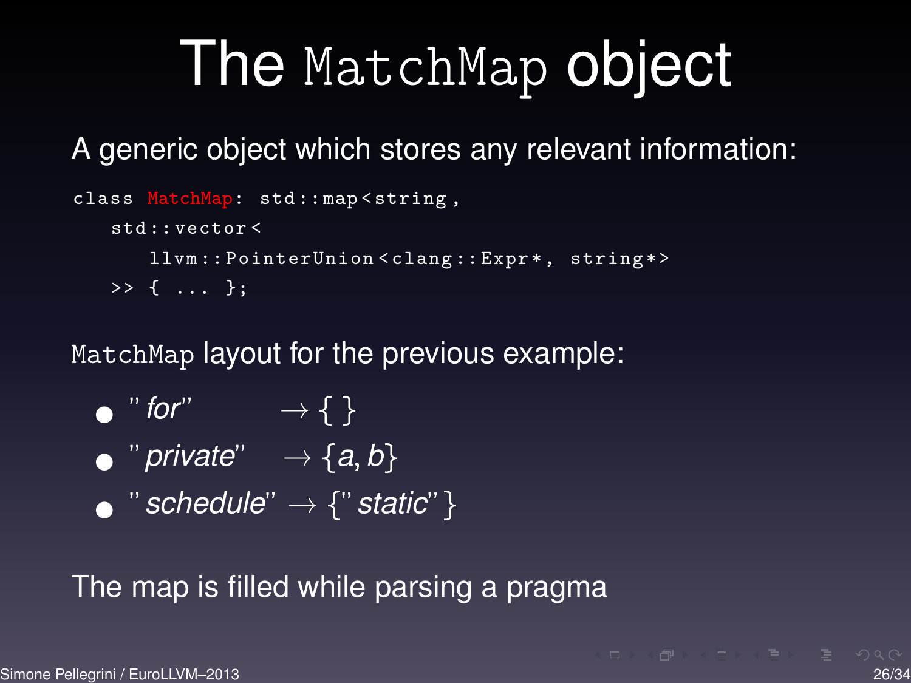# The `MatchMap` object

A generic object which stores any relevant information:

```
class MatchMap: std::map<string,
   std::vector<
      llvm::PointerUnion<clang::Expr*, string*>
   >> { ... };
```

`MatchMap` layout for the previous example:

- *"for"* $\rightarrow$ { }
- *"private"* $\rightarrow \{a, b\}$
- *"schedule"* $\rightarrow$ {*"static"*}

The map is filled while parsing a pragma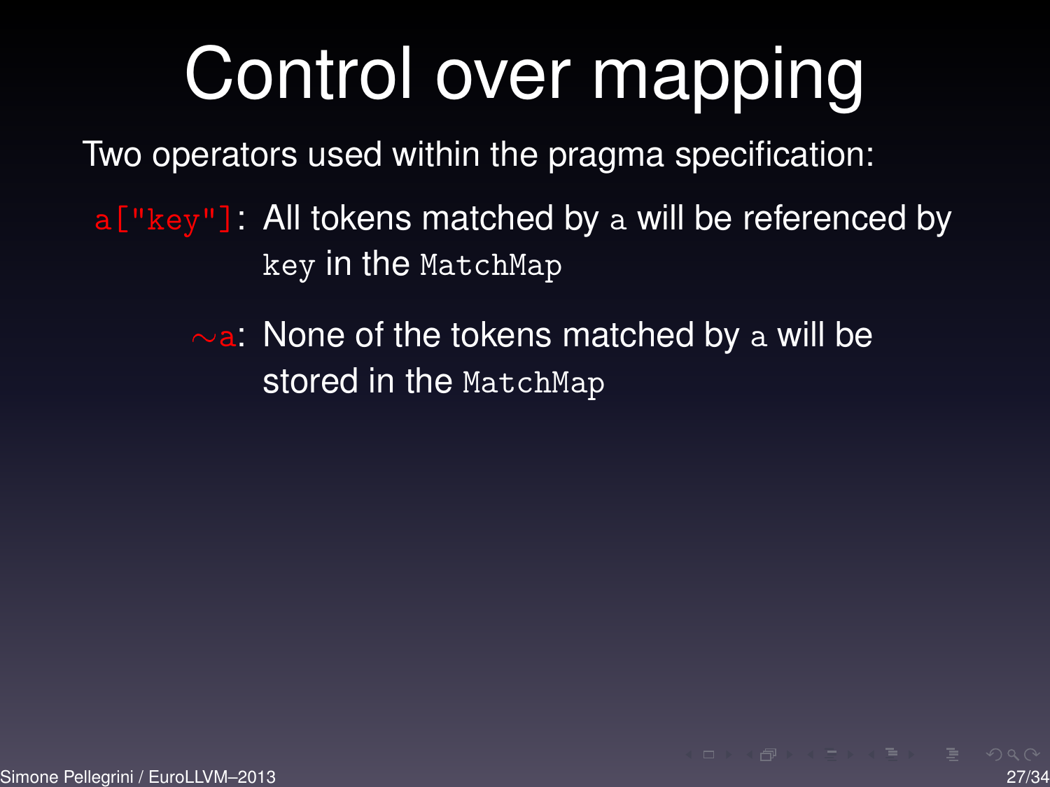# Control over mapping

Two operators used within the pragma specification:

- `a["key"]`: All tokens matched by `a` will be referenced by `key` in the `MatchMap`
- `~a`: None of the tokens matched by `a` will be stored in the `MatchMap`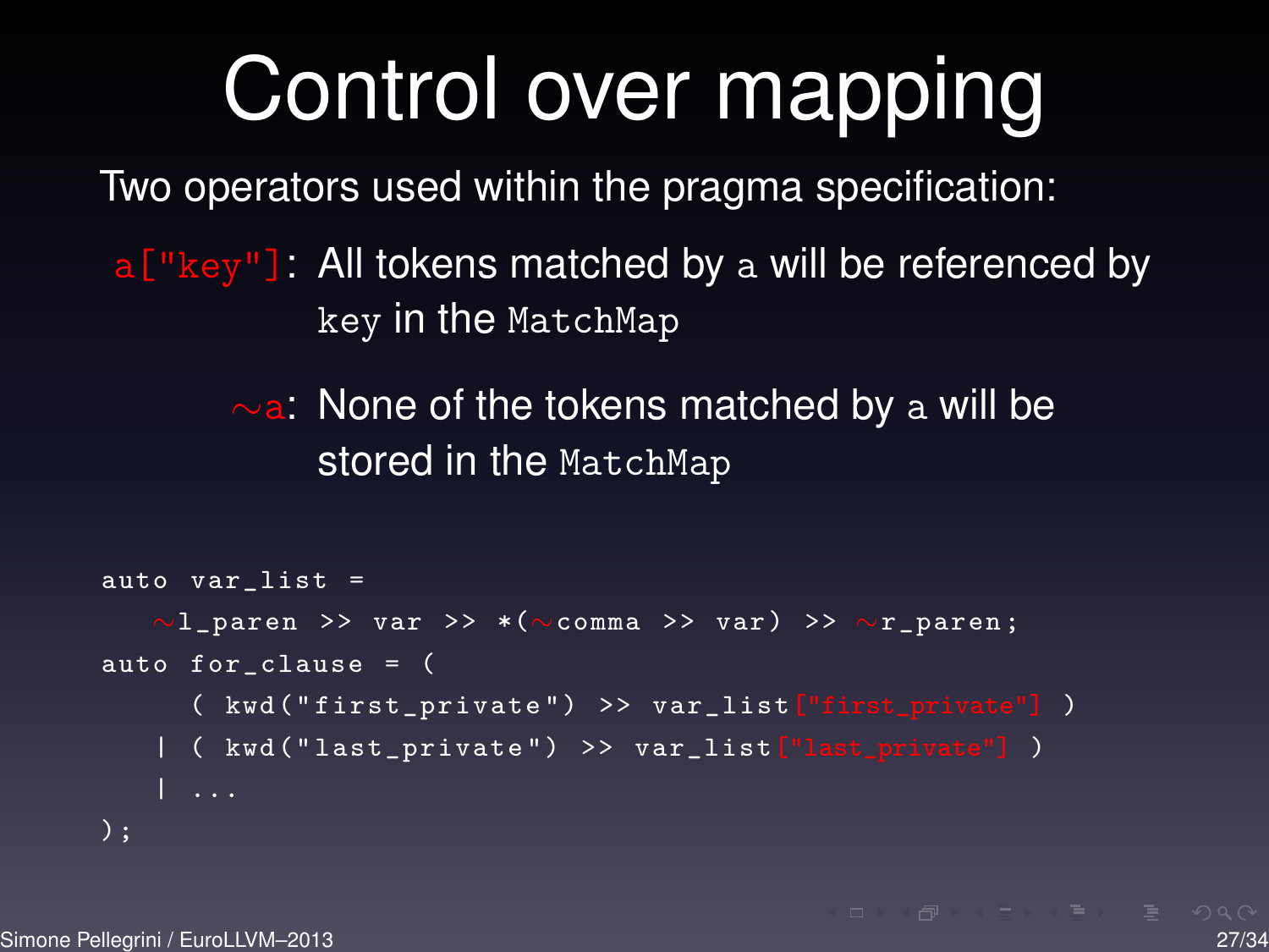# Control over mapping

Two operators used within the pragma specification:

- `a["key"]`: All tokens matched by `a` will be referenced by `key` in the `MatchMap`
- `~a`: None of the tokens matched by `a` will be stored in the `MatchMap`

```
auto var_list =
   ~l_paren >> var >> *(~comma >> var) >> ~r_paren;
auto for_clause = (
     ( kwd("first_private") >> var_list["first_private"] )
   | ( kwd("last_private") >> var_list["last_private"] )
   | ...
);
```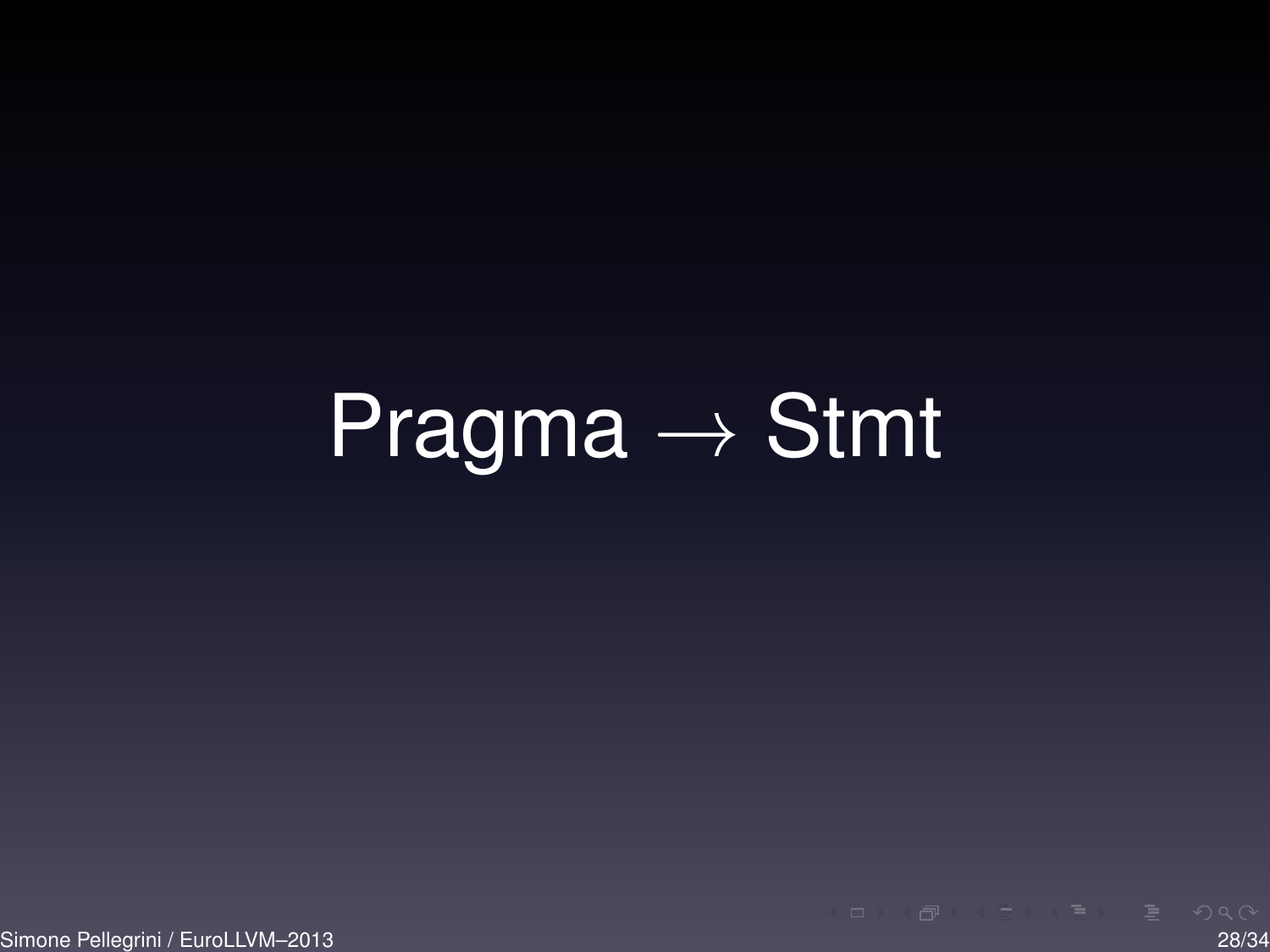# Pragma $\rightarrow$ Stmt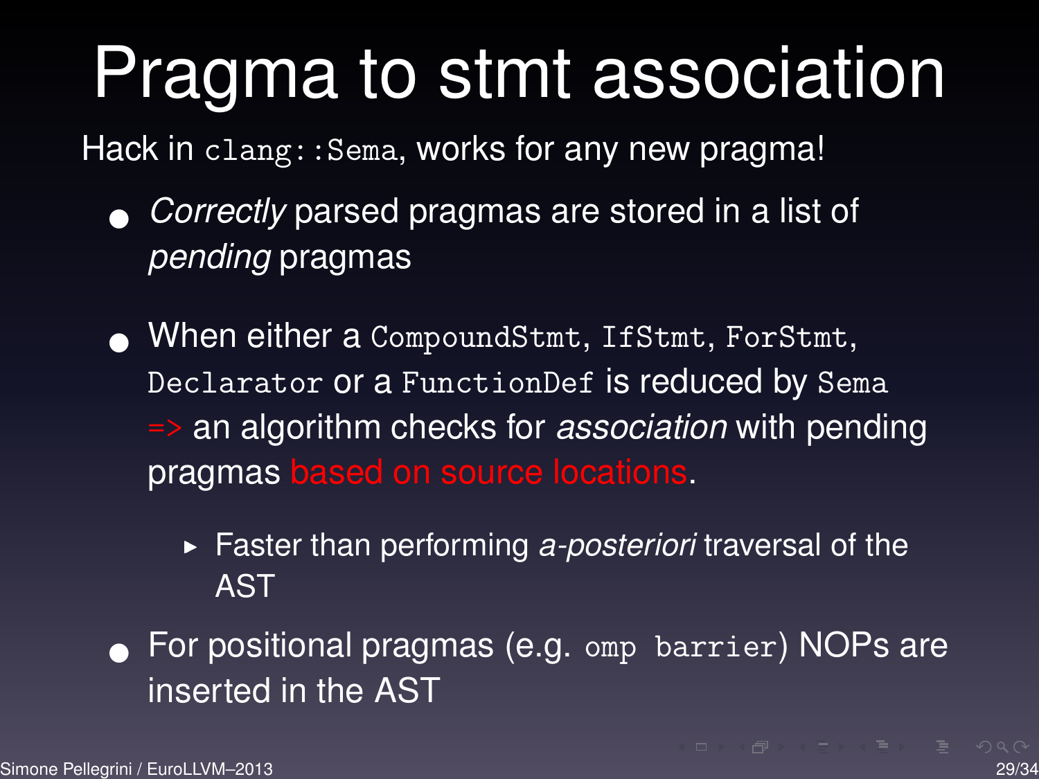# Pragma to stmt association

Hack in `clang::Sema`, works for any new pragma!

- *Correctly* parsed pragmas are stored in a list of *pending* pragmas
- When either a `CompoundStmt`, `IfStmt`, `ForStmt`, `Declarator` or a `FunctionDef` is reduced by `Sema` => an algorithm checks for *association* with pending pragmas based on source locations.
  - Faster than performing *a-posteriori* traversal of the AST
- For positional pragmas (e.g. `omp barrier`) NOPs are inserted in the AST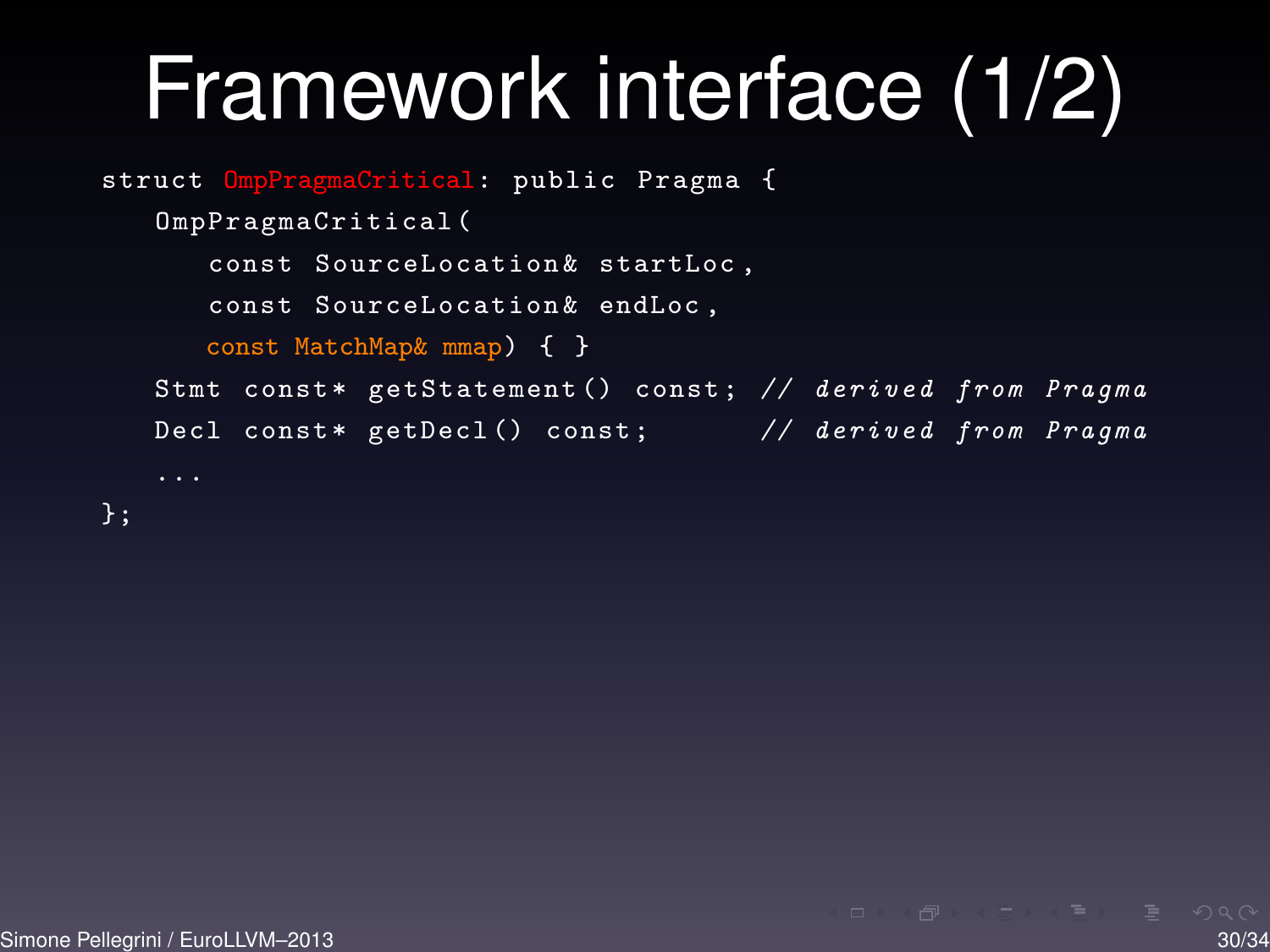# Framework interface (1/2)

```
struct OmpPragmaCritical: public Pragma {
    OmpPragmaCritical(
        const SourceLocation& startLoc,
        const SourceLocation& endLoc,
        const MatchMap& mmap) { }
    Stmt const* getStatement() const; // derived from Pragma
    Decl const* getDecl() const;      // derived from Pragma
    ...
};
```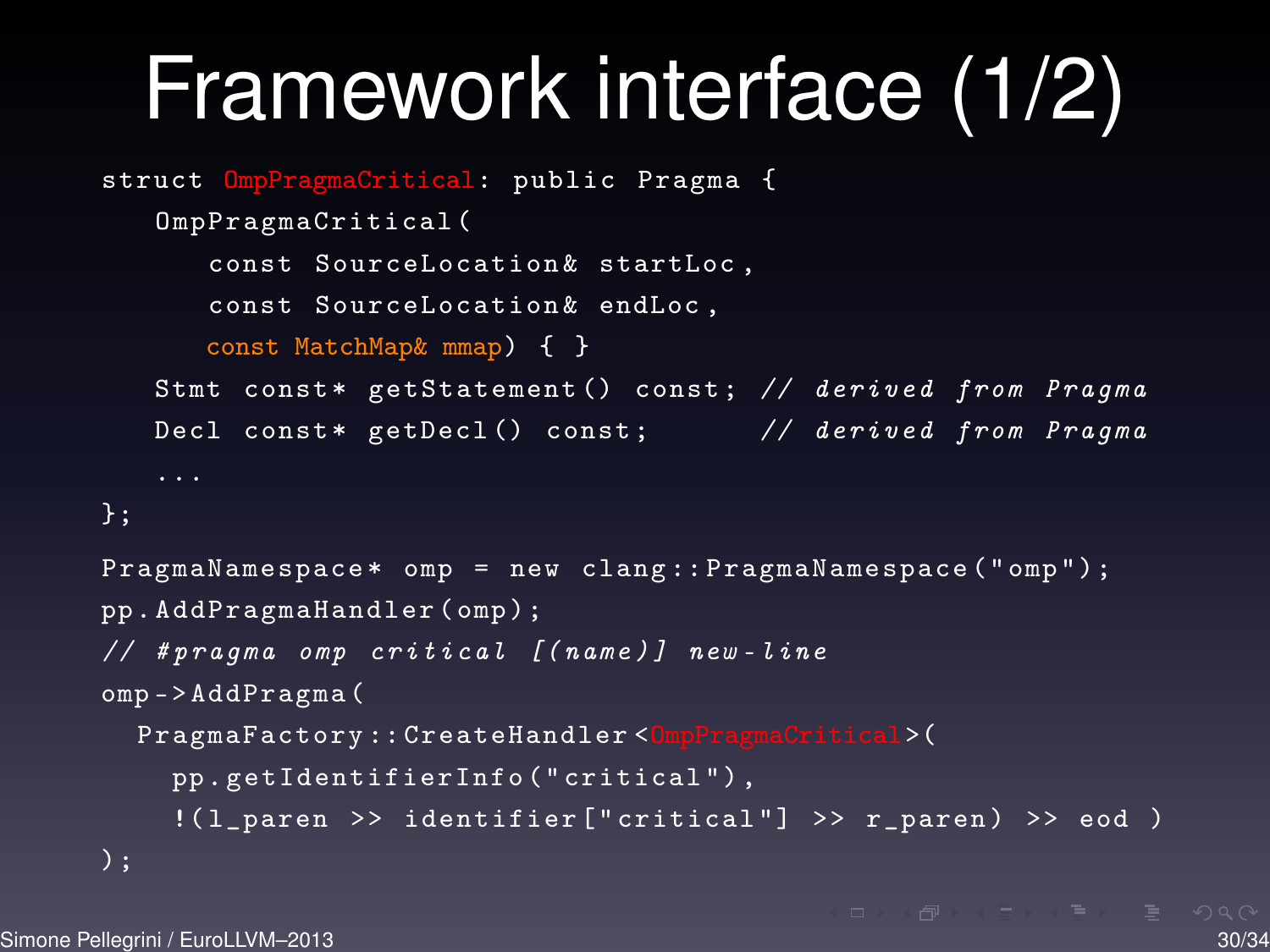# Framework interface (1/2)

```
struct OmpPragmaCritical: public Pragma {
    OmpPragmaCritical(
        const SourceLocation& startLoc,
        const SourceLocation& endLoc,
        const MatchMap& mmap) { }
    Stmt const* getStatement() const; // derived from Pragma
    Decl const* getDecl() const;      // derived from Pragma
    ...
};
```

```
PragmaNamespace* omp = new clang::PragmaNamespace("omp");
pp.AddPragmaHandler(omp);
// #pragma omp critical [(name)] new-line
omp->AddPragma(
  PragmaFactory::CreateHandler<OmpPragmaCritical>(
    pp.getIdentifierInfo("critical"),
    !(l_paren >> identifier["critical"] >> r_paren) >> eod )
);
```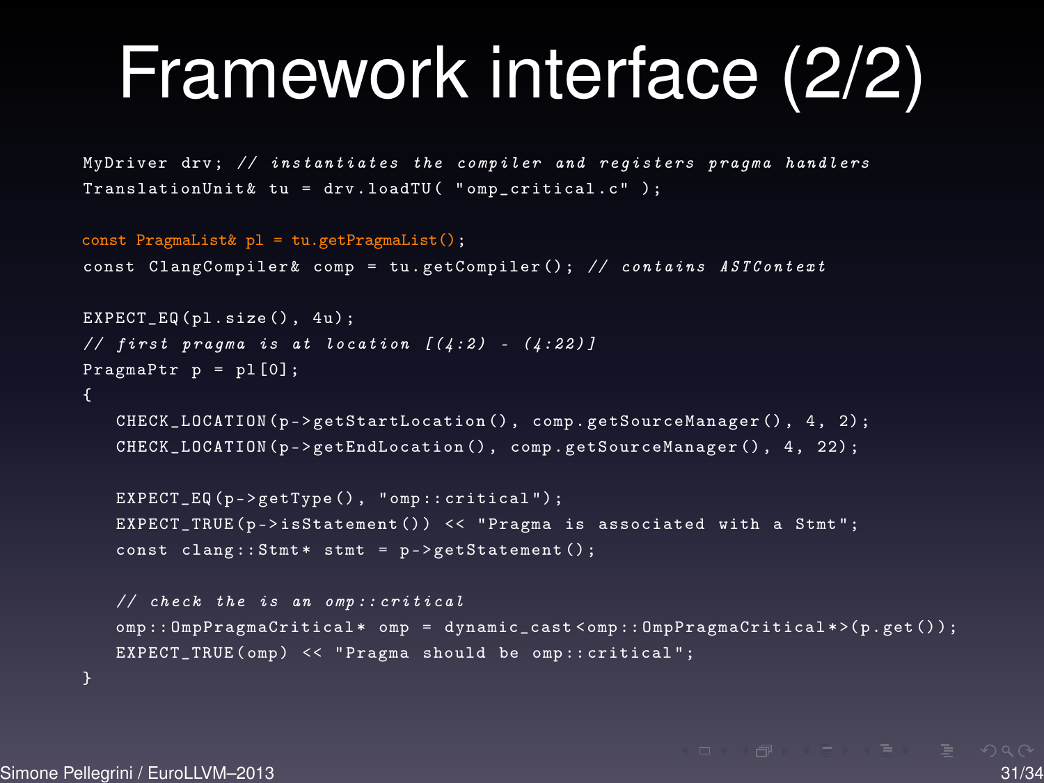# Framework interface (2/2)

```
MyDriver drv; // instantiates the compiler and registers pragma handlers
TranslationUnit& tu = drv.loadTU( "omp_critical.c" );

const PragmaList& pl = tu.getPragmaList();
const ClangCompiler& comp = tu.getCompiler(); // contains ASTContext

EXPECT_EQ(pl.size(), 4u);
// first pragma is at location [(4:2) - (4:22)]
PragmaPtr p = pl[0];
{
   CHECK_LOCATION(p->getStartLocation(), comp.getSourceManager(), 4, 2);
   CHECK_LOCATION(p->getEndLocation(), comp.getSourceManager(), 4, 22);

   EXPECT_EQ(p->getType(), "omp::critical");
   EXPECT_TRUE(p->isStatement()) << "Pragma is associated with a Stmt";
   const clang::Stmt* stmt = p->getStatement();

   // check the is an omp::critical
   omp::OmpPragmaCritical* omp = dynamic_cast<omp::OmpPragmaCritical*>(p.get());
   EXPECT_TRUE(omp) << "Pragma should be omp::critical";
}
```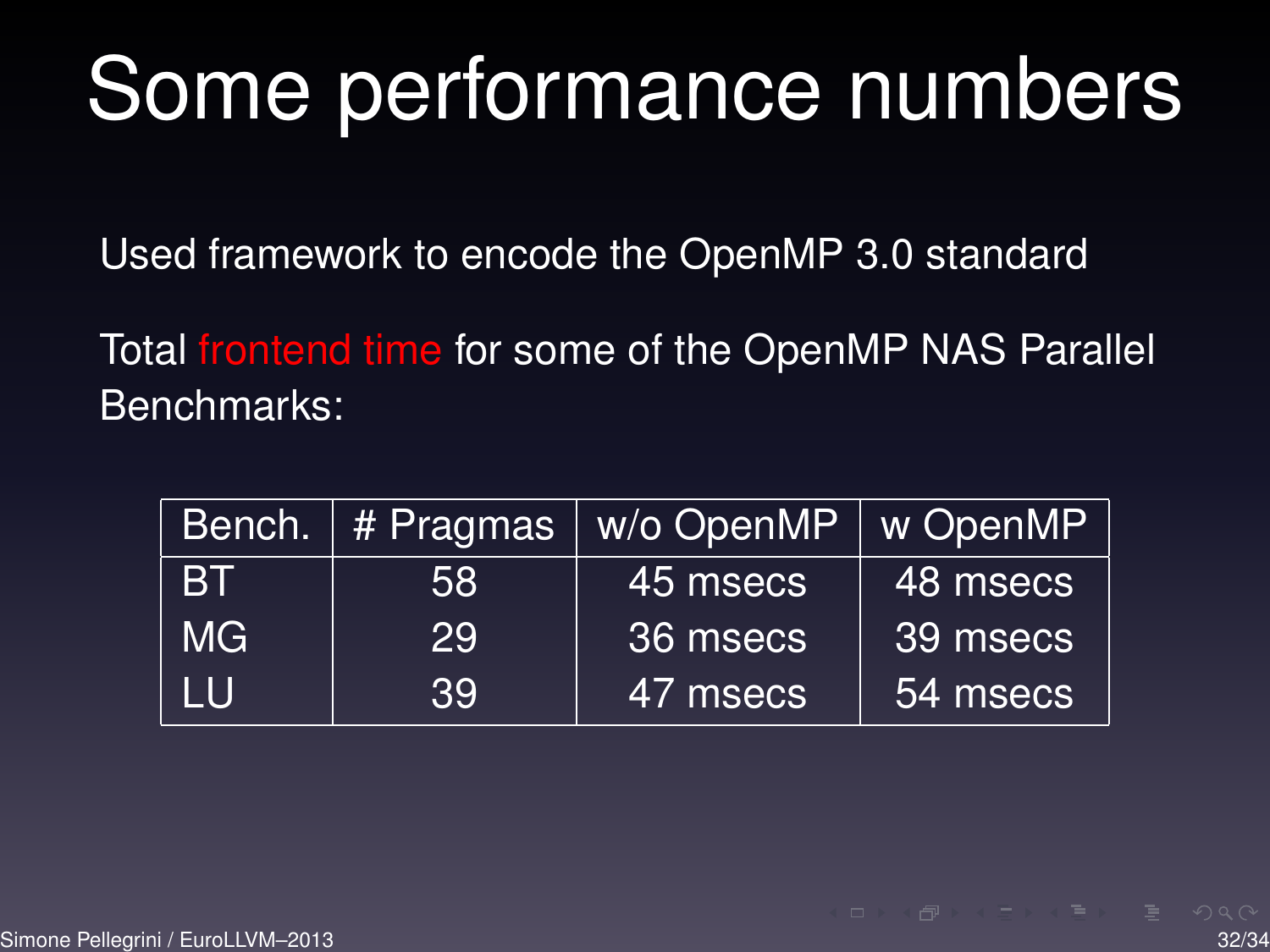# Some performance numbers

Used framework to encode the OpenMP 3.0 standard

Total frontend time for some of the OpenMP NAS Parallel Benchmarks:

| Bench. | # Pragmas | w/o OpenMP | w OpenMP |
|---|---|---|---|
| BT | 58 | 45 msecs | 48 msecs |
| MG | 29 | 36 msecs | 39 msecs |
| LU | 39 | 47 msecs | 54 msecs |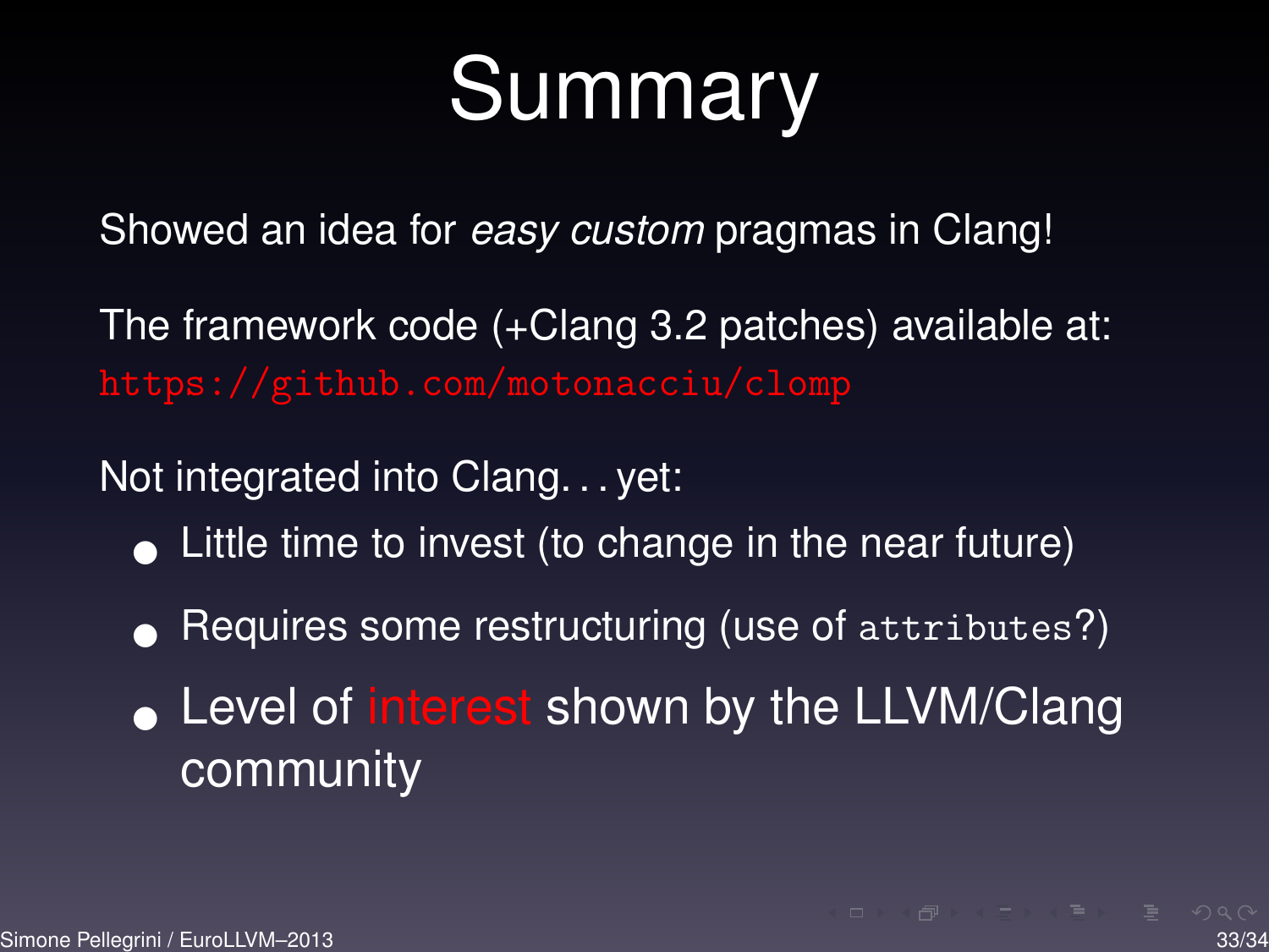# Summary

Showed an idea for *easy custom* pragmas in Clang!

The framework code (+Clang 3.2 patches) available at:
https://github.com/motonacciu/clomp

Not integrated into Clang. . . yet:

- Little time to invest (to change in the near future)
- Requires some restructuring (use of `attributes`?)
- Level of interest shown by the LLVM/Clang community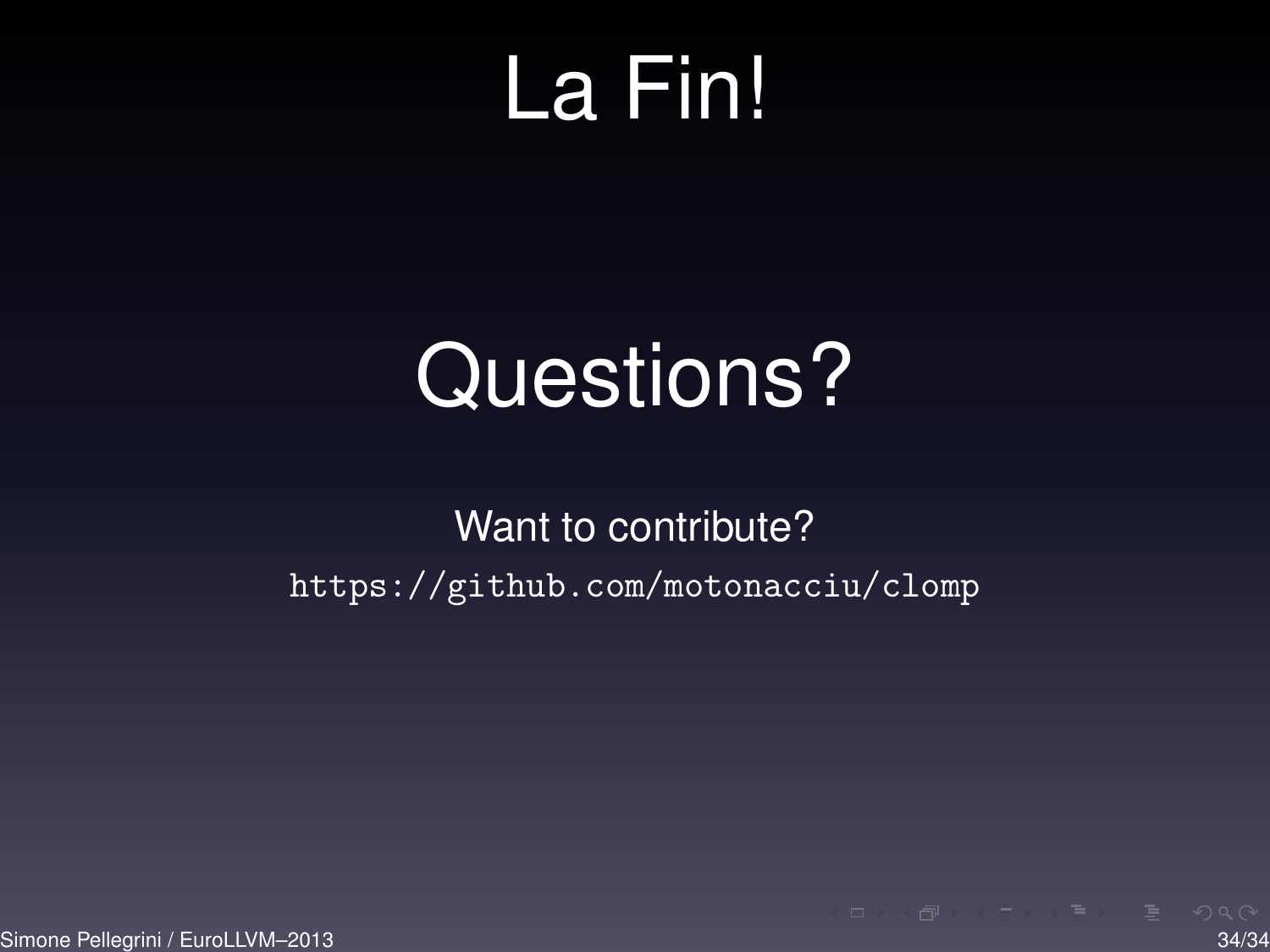# La Fin!

## Questions?

Want to contribute?

https://github.com/motonacciu/clomp